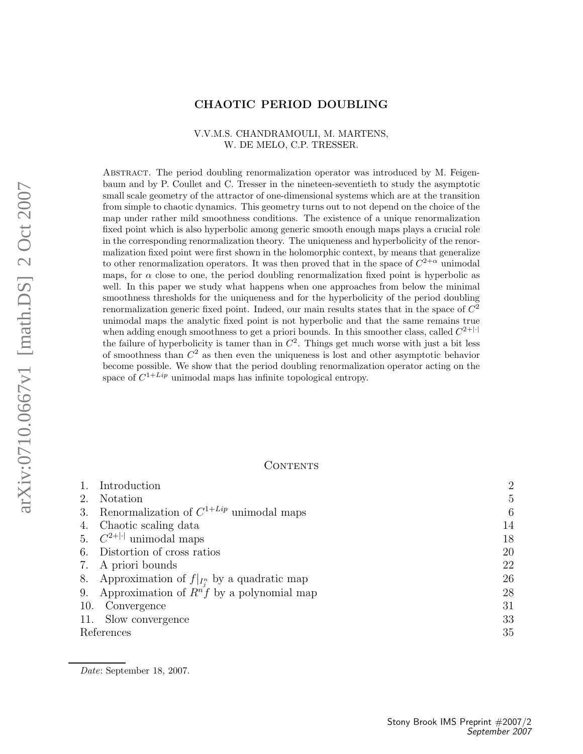# CHAOTIC PERIOD DOUBLING

V.V.M.S. CHANDRAMOULI, M. MARTENS,
W. DE MELO, C.P. TRESSER.

Abstract. The period doubling renormalization operator was introduced by M. Feigenbaum and by P. Coullet and C. Tresser in the nineteen-seventieth to study the asymptotic small scale geometry of the attractor of one-dimensional systems which are at the transition from simple to chaotic dynamics. This geometry turns out to not depend on the choice of the map under rather mild smoothness conditions. The existence of a unique renormalization fixed point which is also hyperbolic among generic smooth enough maps plays a crucial role in the corresponding renormalization theory. The uniqueness and hyperbolicity of the renormalization fixed point were first shown in the holomorphic context, by means that generalize to other renormalization operators. It was then proved that in the space of $C^{2+\alpha}$ unimodal maps, for $\alpha$ close to one, the period doubling renormalization fixed point is hyperbolic as well. In this paper we study what happens when one approaches from below the minimal smoothness thresholds for the uniqueness and for the hyperbolicity of the period doubling renormalization generic fixed point. Indeed, our main results states that in the space of $C^2$ unimodal maps the analytic fixed point is not hyperbolic and that the same remains true when adding enough smoothness to get a priori bounds. In this smoother class, called $C^{2+|\cdot|}$ the failure of hyperbolicity is tamer than in $C^2$. Things get much worse with just a bit less of smoothness than $C^2$ as then even the uniqueness is lost and other asymptotic behavior become possible. We show that the period doubling renormalization operator acting on the space of $C^{1+Lip}$ unimodal maps has infinite topological entropy.

## Contents

1. Introduction 2
2. Notation 5
3. Renormalization of $C^{1+Lip}$ unimodal maps 6
4. Chaotic scaling data 14
5. $C^{2+|\cdot|}$ unimodal maps 18
6. Distortion of cross ratios 20
7. A priori bounds 22
8. Approximation of $f|_{I^n_j}$ by a quadratic map 26
9. Approximation of $R^n f$ by a polynomial map 28
10. Convergence 31
11. Slow convergence 33

References 35

*Date*: September 18, 2007.

Stony Brook IMS Preprint #2007/2
*September 2007*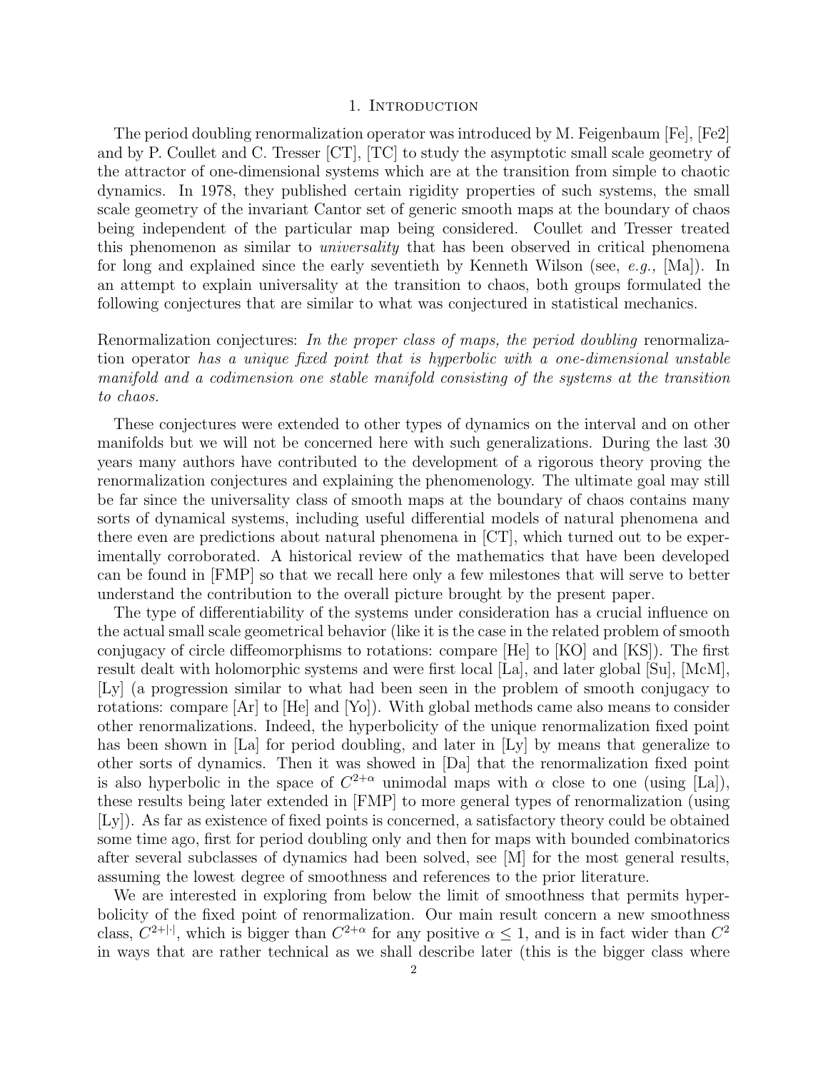# 1. Introduction

The period doubling renormalization operator was introduced by M. Feigenbaum [Fe], [Fe2] and by P. Coullet and C. Tresser [CT], [TC] to study the asymptotic small scale geometry of the attractor of one-dimensional systems which are at the transition from simple to chaotic dynamics. In 1978, they published certain rigidity properties of such systems, the small scale geometry of the invariant Cantor set of generic smooth maps at the boundary of chaos being independent of the particular map being considered. Coullet and Tresser treated this phenomenon as similar to *universality* that has been observed in critical phenomena for long and explained since the early seventieth by Kenneth Wilson (see, *e.g.,* [Ma]). In an attempt to explain universality at the transition to chaos, both groups formulated the following conjectures that are similar to what was conjectured in statistical mechanics.

Renormalization conjectures: *In the proper class of maps, the period doubling* renormalization operator *has a unique fixed point that is hyperbolic with a one-dimensional unstable manifold and a codimension one stable manifold consisting of the systems at the transition to chaos.*

These conjectures were extended to other types of dynamics on the interval and on other manifolds but we will not be concerned here with such generalizations. During the last 30 years many authors have contributed to the development of a rigorous theory proving the renormalization conjectures and explaining the phenomenology. The ultimate goal may still be far since the universality class of smooth maps at the boundary of chaos contains many sorts of dynamical systems, including useful differential models of natural phenomena and there even are predictions about natural phenomena in [CT], which turned out to be experimentally corroborated. A historical review of the mathematics that have been developed can be found in [FMP] so that we recall here only a few milestones that will serve to better understand the contribution to the overall picture brought by the present paper.

The type of differentiability of the systems under consideration has a crucial influence on the actual small scale geometrical behavior (like it is the case in the related problem of smooth conjugacy of circle diffeomorphisms to rotations: compare [He] to [KO] and [KS]). The first result dealt with holomorphic systems and were first local [La], and later global [Su], [McM], [Ly] (a progression similar to what had been seen in the problem of smooth conjugacy to rotations: compare [Ar] to [He] and [Yo]). With global methods came also means to consider other renormalizations. Indeed, the hyperbolicity of the unique renormalization fixed point has been shown in [La] for period doubling, and later in [Ly] by means that generalize to other sorts of dynamics. Then it was showed in [Da] that the renormalization fixed point is also hyperbolic in the space of $C^{2+\alpha}$ unimodal maps with $\alpha$ close to one (using [La]), these results being later extended in [FMP] to more general types of renormalization (using [Ly]). As far as existence of fixed points is concerned, a satisfactory theory could be obtained some time ago, first for period doubling only and then for maps with bounded combinatorics after several subclasses of dynamics had been solved, see [M] for the most general results, assuming the lowest degree of smoothness and references to the prior literature.

We are interested in exploring from below the limit of smoothness that permits hyperbolicity of the fixed point of renormalization. Our main result concern a new smoothness class, $C^{2+|\cdot|}$, which is bigger than $C^{2+\alpha}$ for any positive $\alpha \leq 1$, and is in fact wider than $C^2$ in ways that are rather technical as we shall describe later (this is the bigger class where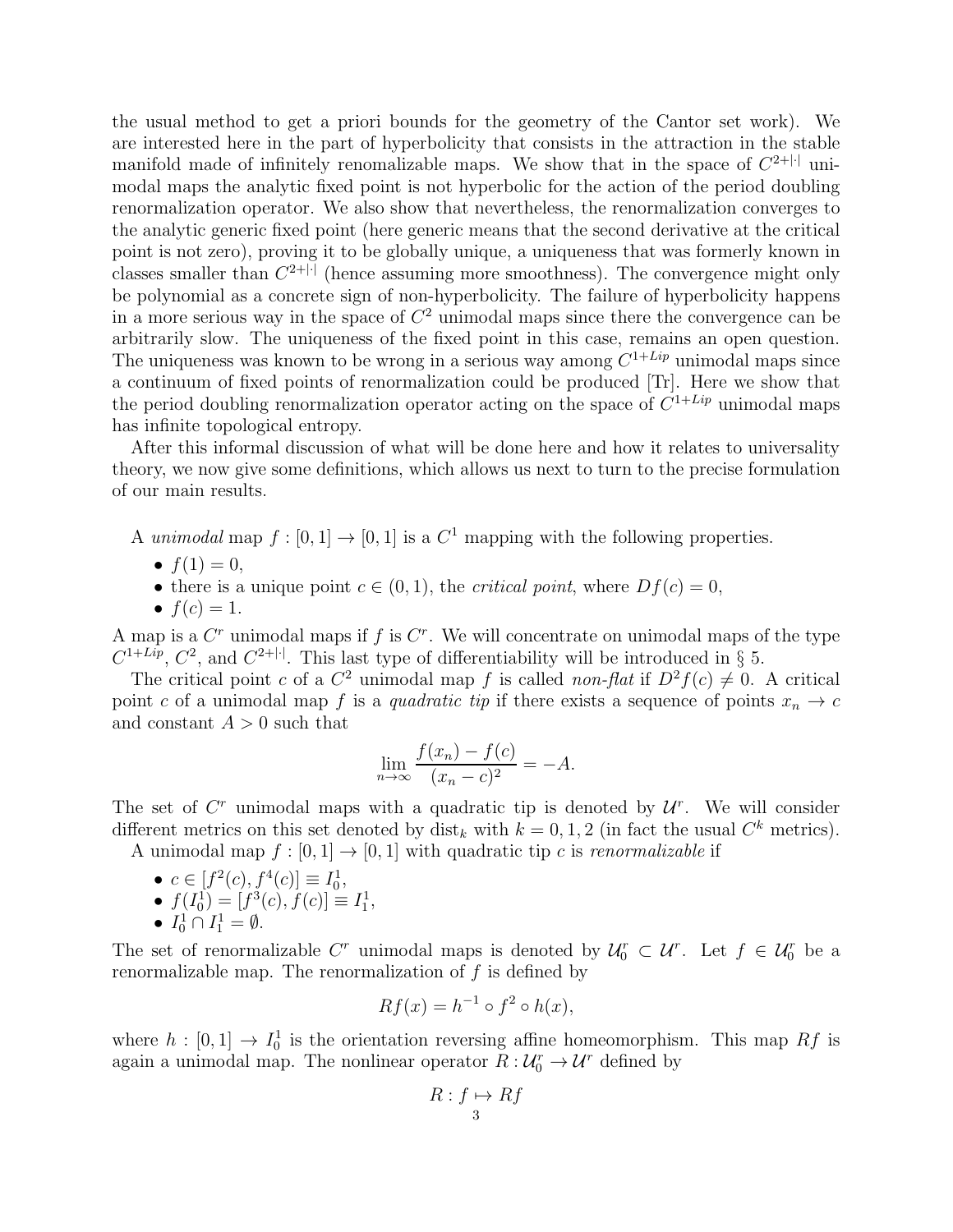the usual method to get a priori bounds for the geometry of the Cantor set work). We are interested here in the part of hyperbolicity that consists in the attraction in the stable manifold made of infinitely renomalizable maps. We show that in the space of $C^{2+|\cdot|}$ unimodal maps the analytic fixed point is not hyperbolic for the action of the period doubling renormalization operator. We also show that nevertheless, the renormalization converges to the analytic generic fixed point (here generic means that the second derivative at the critical point is not zero), proving it to be globally unique, a uniqueness that was formerly known in classes smaller than $C^{2+|\cdot|}$ (hence assuming more smoothness). The convergence might only be polynomial as a concrete sign of non-hyperbolicity. The failure of hyperbolicity happens in a more serious way in the space of $C^2$ unimodal maps since there the convergence can be arbitrarily slow. The uniqueness of the fixed point in this case, remains an open question. The uniqueness was known to be wrong in a serious way among $C^{1+Lip}$ unimodal maps since a continuum of fixed points of renormalization could be produced [Tr]. Here we show that the period doubling renormalization operator acting on the space of $C^{1+Lip}$ unimodal maps has infinite topological entropy.

After this informal discussion of what will be done here and how it relates to universality theory, we now give some definitions, which allows us next to turn to the precise formulation of our main results.

A *unimodal* map $f : [0, 1] \to [0, 1]$ is a $C^1$ mapping with the following properties.

- $f(1) = 0$,
- there is a unique point $c \in (0, 1)$, the *critical point*, where $Df(c) = 0$,
- $f(c) = 1$.

A map is a $C^r$ unimodal maps if $f$ is $C^r$. We will concentrate on unimodal maps of the type $C^{1+Lip}$, $C^2$, and $C^{2+|\cdot|}$. This last type of differentiability will be introduced in § 5.

The critical point $c$ of a $C^2$ unimodal map $f$ is called *non-flat* if $D^2 f(c) \neq 0$. A critical point $c$ of a unimodal map $f$ is a *quadratic tip* if there exists a sequence of points $x_n \to c$ and constant $A > 0$ such that

$$\lim_{n\to\infty} \frac{f(x_n) - f(c)}{(x_n - c)^2} = -A.$$

The set of $C^r$ unimodal maps with a quadratic tip is denoted by $\mathcal{U}^r$. We will consider different metrics on this set denoted by $\text{dist}_k$ with $k = 0, 1, 2$ (in fact the usual $C^k$ metrics).

A unimodal map $f : [0, 1] \to [0, 1]$ with quadratic tip $c$ is *renormalizable* if

- $c \in [f^2(c), f^4(c)] \equiv I^1_0$,
- $f(I^1_0) = [f^3(c), f(c)] \equiv I^1_1$,
- $I^1_0 \cap I^1_1 = \emptyset$.

The set of renormalizable $C^r$ unimodal maps is denoted by $\mathcal{U}^r_0 \subset \mathcal{U}^r$. Let $f \in \mathcal{U}^r_0$ be a renormalizable map. The renormalization of $f$ is defined by

$$Rf(x) = h^{-1} \circ f^2 \circ h(x),$$

where $h : [0, 1] \to I^1_0$ is the orientation reversing affine homeomorphism. This map $Rf$ is again a unimodal map. The nonlinear operator $R : \mathcal{U}^r_0 \to \mathcal{U}^r$ defined by

$$R : f \mapsto Rf$$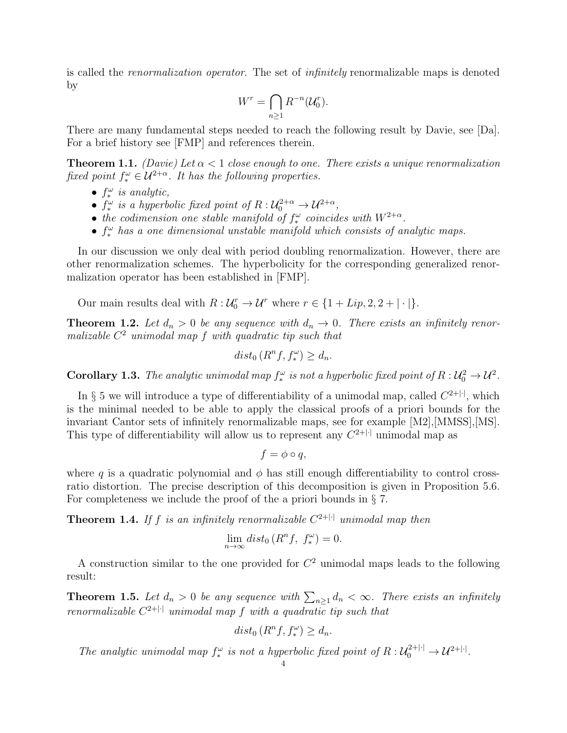is called the *renormalization operator*. The set of *infinitely* renormalizable maps is denoted by

$$W^r = \bigcap_{n\geq 1} R^{-n}(\mathcal{U}_0^r).$$

There are many fundamental steps needed to reach the following result by Davie, see [Da]. For a brief history see [FMP] and references therein.

**Theorem 1.1.** *(Davie) Let $\alpha < 1$ close enough to one. There exists a unique renormalization fixed point $f_*^\omega \in \mathcal{U}^{2+\alpha}$. It has the following properties.*

- *$f_*^\omega$ is analytic,*
- *$f_*^\omega$ is a hyperbolic fixed point of $R: \mathcal{U}_0^{2+\alpha} \to \mathcal{U}^{2+\alpha}$,*
- *the codimension one stable manifold of $f_*^\omega$ coincides with $W^{2+\alpha}$.*
- *$f_*^\omega$ has a one dimensional unstable manifold which consists of analytic maps.*

In our discussion we only deal with period doubling renormalization. However, there are other renormalization schemes. The hyperbolicity for the corresponding generalized renormalization operator has been established in [FMP].

Our main results deal with $R: \mathcal{U}_0^r \to \mathcal{U}^r$ where $r \in \{1+Lip, 2, 2+|\cdot|\}$.

**Theorem 1.2.** *Let $d_n > 0$ be any sequence with $d_n \to 0$. There exists an infinitely renormalizable $C^2$ unimodal map $f$ with quadratic tip such that*

$$dist_0\,(R^n f, f_*^\omega) \geq d_n.$$

**Corollary 1.3.** *The analytic unimodal map $f_*^\omega$ is not a hyperbolic fixed point of $R: \mathcal{U}_0^2 \to \mathcal{U}^2$.*

In § 5 we will introduce a type of differentiability of a unimodal map, called $C^{2+|\cdot|}$, which is the minimal needed to be able to apply the classical proofs of a priori bounds for the invariant Cantor sets of infinitely renormalizable maps, see for example [M2],[MMSS],[MS]. This type of differentiability will allow us to represent any $C^{2+|\cdot|}$ unimodal map as

$$f = \phi \circ q,$$

where $q$ is a quadratic polynomial and $\phi$ has still enough differentiability to control cross-ratio distortion. The precise description of this decomposition is given in Proposition 5.6. For completeness we include the proof of the a priori bounds in § 7.

**Theorem 1.4.** *If $f$ is an infinitely renormalizable $C^{2+|\cdot|}$ unimodal map then*

$$\lim_{n\to\infty} dist_0\,(R^n f,\; f_*^\omega) = 0.$$

A construction similar to the one provided for $C^2$ unimodal maps leads to the following result:

**Theorem 1.5.** *Let $d_n > 0$ be any sequence with $\sum_{n\geq 1} d_n < \infty$. There exists an infinitely renormalizable $C^{2+|\cdot|}$ unimodal map $f$ with a quadratic tip such that*

$$dist_0\,(R^n f, f_*^\omega) \geq d_n.$$

*The analytic unimodal map $f_*^\omega$ is not a hyperbolic fixed point of $R: \mathcal{U}_0^{2+|\cdot|} \to \mathcal{U}^{2+|\cdot|}$.*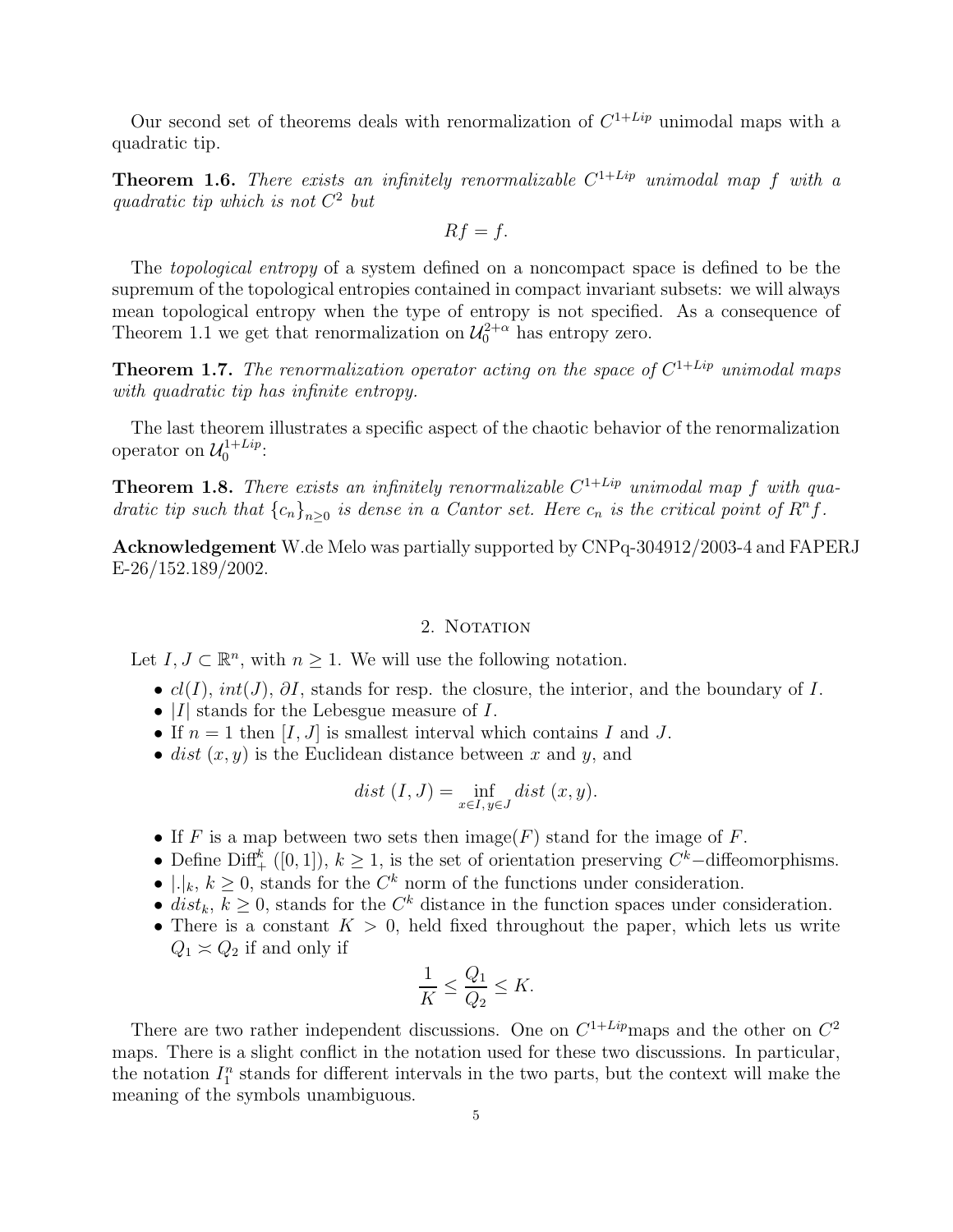Our second set of theorems deals with renormalization of $C^{1+Lip}$ unimodal maps with a quadratic tip.

**Theorem 1.6.** *There exists an infinitely renormalizable $C^{1+Lip}$ unimodal map $f$ with a quadratic tip which is not $C^2$ but*

$$Rf = f.$$

The *topological entropy* of a system defined on a noncompact space is defined to be the supremum of the topological entropies contained in compact invariant subsets: we will always mean topological entropy when the type of entropy is not specified. As a consequence of Theorem 1.1 we get that renormalization on $\mathcal{U}_0^{2+\alpha}$ has entropy zero.

**Theorem 1.7.** *The renormalization operator acting on the space of $C^{1+Lip}$ unimodal maps with quadratic tip has infinite entropy.*

The last theorem illustrates a specific aspect of the chaotic behavior of the renormalization operator on $\mathcal{U}_0^{1+Lip}$:

**Theorem 1.8.** *There exists an infinitely renormalizable $C^{1+Lip}$ unimodal map $f$ with quadratic tip such that $\{c_n\}_{n\geq 0}$ is dense in a Cantor set. Here $c_n$ is the critical point of $R^n f$.*

**Acknowledgement** W.de Melo was partially supported by CNPq-304912/2003-4 and FAPERJ E-26/152.189/2002.

## 2. Notation

Let $I, J \subset \mathbb{R}^n$, with $n \geq 1$. We will use the following notation.

- $cl(I)$, $int(J)$, $\partial I$, stands for resp. the closure, the interior, and the boundary of $I$.
- $|I|$ stands for the Lebesgue measure of $I$.
- If $n = 1$ then $[I, J]$ is smallest interval which contains $I$ and $J$.
- $dist\ (x, y)$ is the Euclidean distance between $x$ and $y$, and

$$dist\ (I, J) = \inf_{x\in I, y\in J} dist\ (x, y).$$

- If $F$ is a map between two sets then image($F$) stand for the image of $F$.
- Define $\text{Diff}_+^k\ ([0, 1])$, $k \geq 1$, is the set of orientation preserving $C^k-$diffeomorphisms.
- $|.|_k$, $k \geq 0$, stands for the $C^k$ norm of the functions under consideration.
- $dist_k$, $k \geq 0$, stands for the $C^k$ distance in the function spaces under consideration.
- There is a constant $K > 0$, held fixed throughout the paper, which lets us write $Q_1 \asymp Q_2$ if and only if

$$\frac{1}{K} \leq \frac{Q_1}{Q_2} \leq K.$$

There are two rather independent discussions. One on $C^{1+Lip}$maps and the other on $C^2$ maps. There is a slight conflict in the notation used for these two discussions. In particular, the notation $I_1^n$ stands for different intervals in the two parts, but the context will make the meaning of the symbols unambiguous.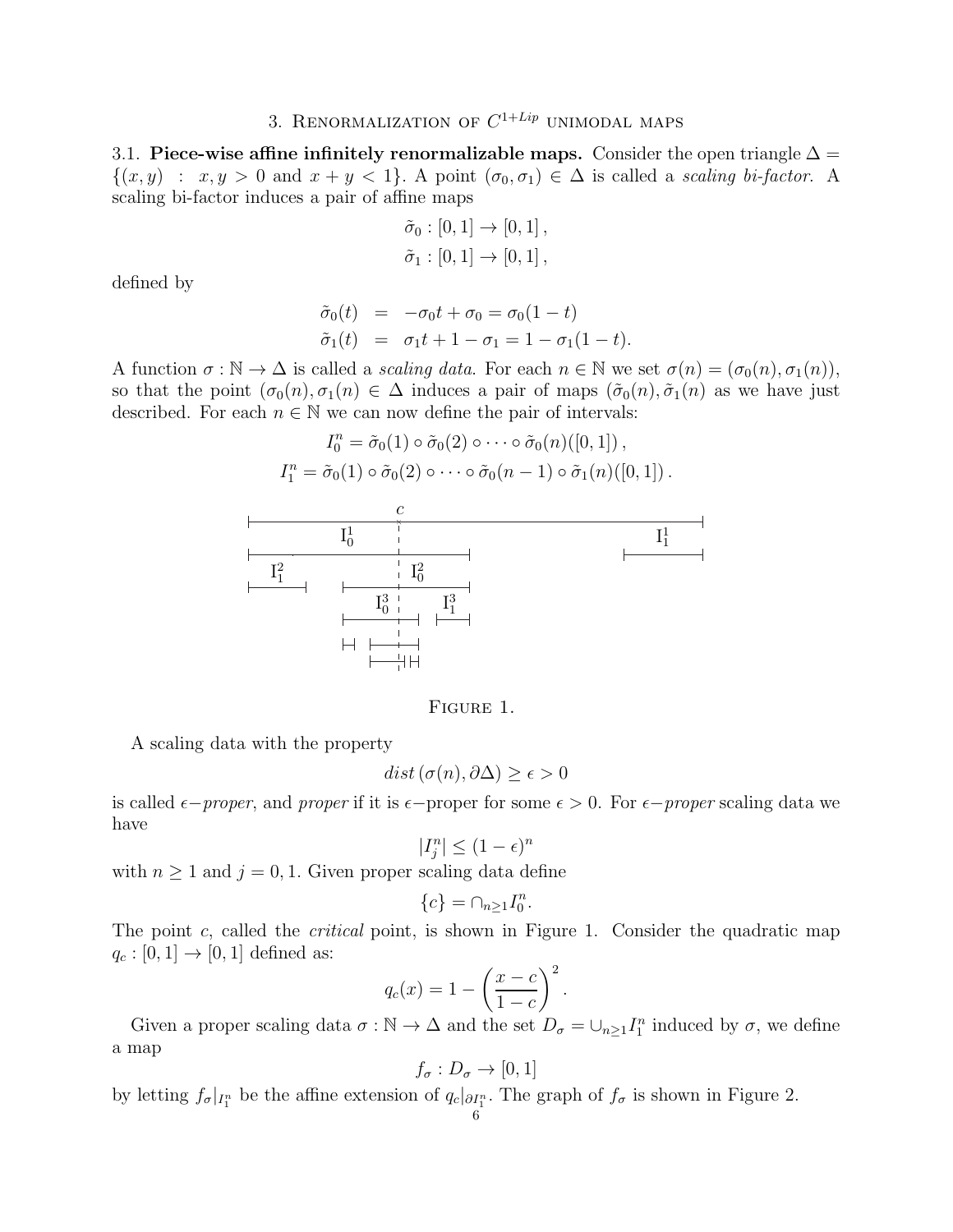## 3. Renormalization of $C^{1+Lip}$ unimodal maps

### 3.1. **Piece-wise affine infinitely renormalizable maps.**

Consider the open triangle $\Delta = \{(x, y) \ : \ x, y > 0 \text{ and } x + y < 1\}$. A point $(\sigma_0, \sigma_1) \in \Delta$ is called a *scaling bi-factor*. A scaling bi-factor induces a pair of affine maps

$$\tilde{\sigma}_0 : [0, 1] \to [0, 1]\,,$$
$$\tilde{\sigma}_1 : [0, 1] \to [0, 1]\,,$$

defined by

$$\begin{aligned} \tilde{\sigma}_0(t) &= -\sigma_0 t + \sigma_0 = \sigma_0(1 - t) \\ \tilde{\sigma}_1(t) &= \sigma_1 t + 1 - \sigma_1 = 1 - \sigma_1(1 - t). \end{aligned}$$

A function $\sigma : \mathbb{N} \to \Delta$ is called a *scaling data*. For each $n \in \mathbb{N}$ we set $\sigma(n) = (\sigma_0(n), \sigma_1(n))$, so that the point $(\sigma_0(n), \sigma_1(n) \in \Delta$ induces a pair of maps $(\tilde{\sigma}_0(n), \tilde{\sigma}_1(n)$ as we have just described. For each $n \in \mathbb{N}$ we can now define the pair of intervals:

$$I_0^n = \tilde{\sigma}_0(1) \circ \tilde{\sigma}_0(2) \circ \cdots \circ \tilde{\sigma}_0(n)([0, 1])\,,$$
$$I_1^n = \tilde{\sigma}_0(1) \circ \tilde{\sigma}_0(2) \circ \cdots \circ \tilde{\sigma}_0(n - 1) \circ \tilde{\sigma}_1(n)([0, 1])\,.$$

Figure 1.

A scaling data with the property

$$dist\,(\sigma(n), \partial\Delta) \geq \epsilon > 0$$

is called $\epsilon-$*proper*, and *proper* if it is $\epsilon-$proper for some $\epsilon > 0$. For $\epsilon-$*proper* scaling data we have

$$|I_j^n| \leq (1 - \epsilon)^n$$

with $n \geq 1$ and $j = 0, 1$. Given proper scaling data define

$$\{c\} = \cap_{n \geq 1} I_0^n.$$

The point $c$, called the *critical* point, is shown in Figure 1. Consider the quadratic map $q_c : [0, 1] \to [0, 1]$ defined as:

$$q_c(x) = 1 - \left( \frac{x - c}{1 - c} \right)^2.$$

Given a proper scaling data $\sigma : \mathbb{N} \to \Delta$ and the set $D_\sigma = \cup_{n \geq 1} I_1^n$ induced by $\sigma$, we define a map

$$f_\sigma : D_\sigma \to [0, 1]$$

by letting $f_\sigma|_{I_1^n}$ be the affine extension of $q_c|_{\partial I_1^n}$. The graph of $f_\sigma$ is shown in Figure 2.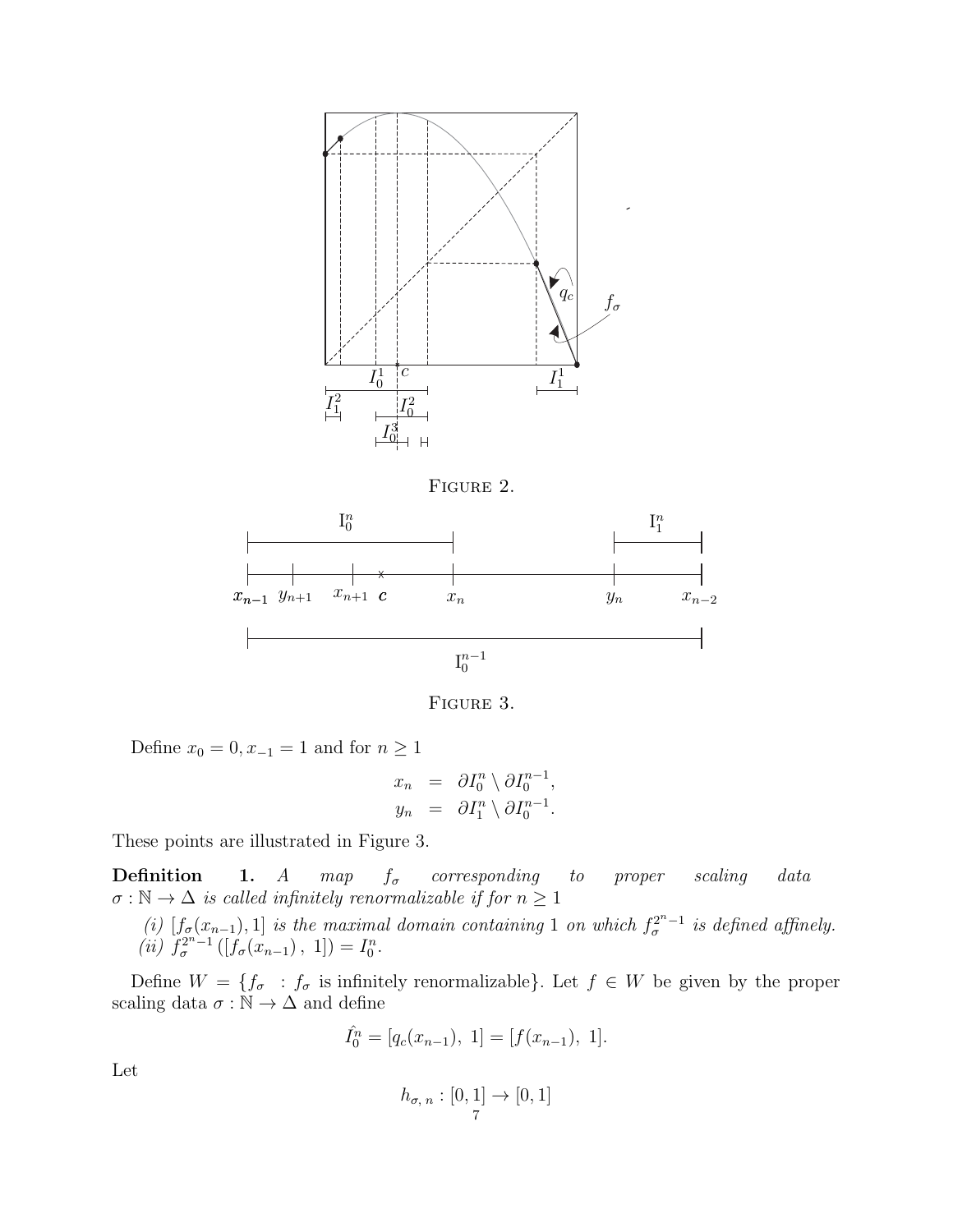FIGURE 2.

FIGURE 3.

Define $x_0 = 0, x_{-1} = 1$ and for $n \geq 1$

$$
\begin{aligned}
x_n &= \partial I_0^n \setminus \partial I_0^{n-1}, \\
y_n &= \partial I_1^n \setminus \partial I_0^{n-1}.
\end{aligned}
$$

These points are illustrated in Figure 3.

**Definition 1.** *A map $f_\sigma$ corresponding to proper scaling data $\sigma : \mathbb{N} \to \Delta$ is called infinitely renormalizable if for $n \geq 1$*

*(i) $[f_\sigma(x_{n-1}), 1]$ is the maximal domain containing $1$ on which $f_\sigma^{2^n-1}$ is defined affinely.*
*(ii) $f_\sigma^{2^n-1}([f_\sigma(x_{n-1}), \ 1]) = I_0^n$.*

Define $W = \{f_\sigma \ : f_\sigma \text{ is infinitely renormalizable}\}$. Let $f \in W$ be given by the proper scaling data $\sigma : \mathbb{N} \to \Delta$ and define

$$
\hat{I_0^n} = [q_c(x_{n-1}), \ 1] = [f(x_{n-1}), \ 1].
$$

Let

$$
h_{\sigma, \, n} : [0, 1] \to [0, 1]
$$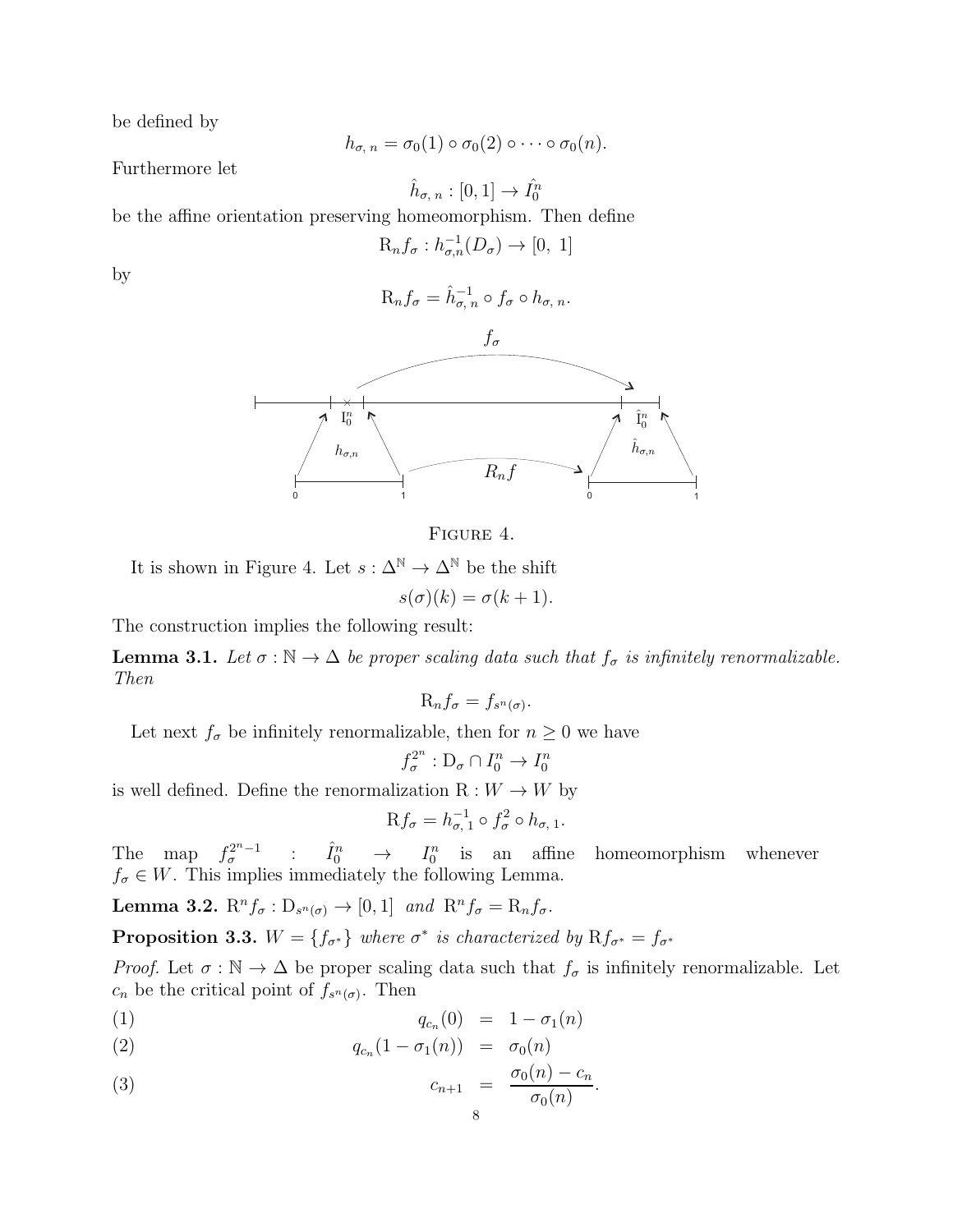be defined by

$$h_{\sigma,\,n} = \sigma_0(1) \circ \sigma_0(2) \circ \cdots \circ \sigma_0(n).$$

Furthermore let

$$\hat{h}_{\sigma,\,n} : [0,1] \to \hat{I}_0^n$$

be the affine orientation preserving homeomorphism. Then define

$$\mathrm{R}_n f_\sigma : h_{\sigma,n}^{-1}(D_\sigma) \to [0,\ 1]$$

by

$$\mathrm{R}_n f_\sigma = \hat{h}_{\sigma,\,n}^{-1} \circ f_\sigma \circ h_{\sigma,\,n}.$$

Figure 4.

It is shown in Figure 4. Let $s : \Delta^{\mathbb{N}} \to \Delta^{\mathbb{N}}$ be the shift

$$s(\sigma)(k) = \sigma(k+1).$$

The construction implies the following result:

**Lemma 3.1.** *Let $\sigma : \mathbb{N} \to \Delta$ be proper scaling data such that $f_\sigma$ is infinitely renormalizable. Then*

$$\mathrm{R}_n f_\sigma = f_{s^n(\sigma)}.$$

Let next $f_\sigma$ be infinitely renormalizable, then for $n \geq 0$ we have

$$f_\sigma^{2^n} : \mathrm{D}_\sigma \cap I_0^n \to I_0^n$$

is well defined. Define the renormalization $\mathrm{R} : W \to W$ by

$$\mathrm{R} f_\sigma = h_{\sigma,\,1}^{-1} \circ f_\sigma^2 \circ h_{\sigma,\,1}.$$

The map $f_\sigma^{2^n-1} : \hat{I}_0^n \to I_0^n$ is an affine homeomorphism whenever $f_\sigma \in W$. This implies immediately the following Lemma.

**Lemma 3.2.** $\mathrm{R}^n f_\sigma : \mathrm{D}_{s^n(\sigma)} \to [0,1]$ *and* $\mathrm{R}^n f_\sigma = \mathrm{R}_n f_\sigma$.

**Proposition 3.3.** *$W = \{f_{\sigma^*}\}$ where $\sigma^*$ is characterized by $\mathrm{R} f_{\sigma^*} = f_{\sigma^*}$*

*Proof.* Let $\sigma : \mathbb{N} \to \Delta$ be proper scaling data such that $f_\sigma$ is infinitely renormalizable. Let $c_n$ be the critical point of $f_{s^n(\sigma)}$. Then

$$q_{c_n}(0) = 1 - \sigma_1(n) \tag{1}$$

$$q_{c_n}(1 - \sigma_1(n)) = \sigma_0(n) \tag{2}$$

$$c_{n+1} = \frac{\sigma_0(n) - c_n}{\sigma_0(n)}. \tag{3}$$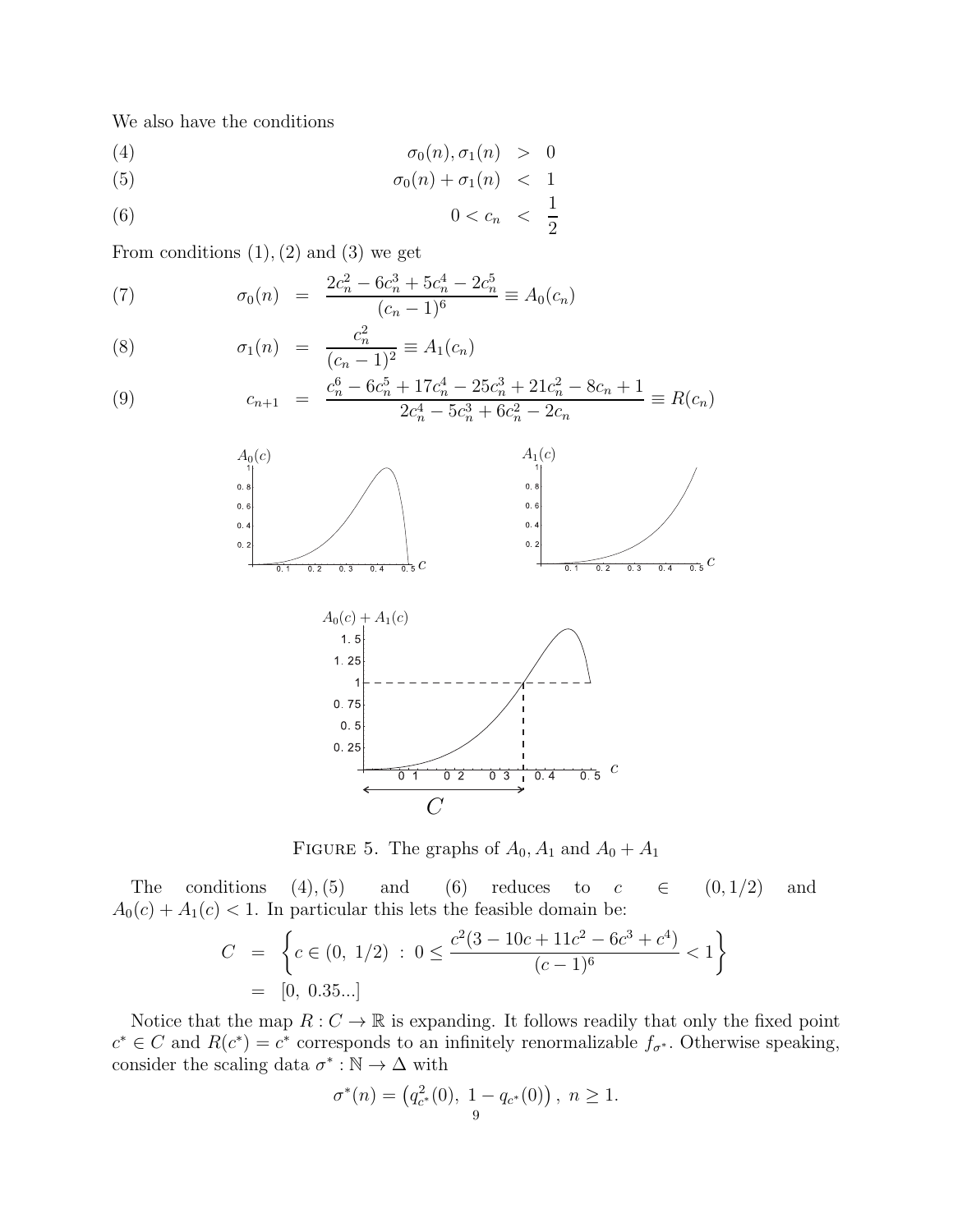We also have the conditions

$$
\begin{aligned}
(4) \qquad & \sigma_0(n), \sigma_1(n) > 0 \\
(5) \qquad & \sigma_0(n) + \sigma_1(n) < 1 \\
(6) \qquad & 0 < c_n < \frac{1}{2}
\end{aligned}
$$

From conditions $(1), (2)$ and $(3)$ we get

$$
\begin{aligned}
(7) \qquad \sigma_0(n) &= \frac{2c_n^2 - 6c_n^3 + 5c_n^4 - 2c_n^5}{(c_n - 1)^6} \equiv A_0(c_n) \\
(8) \qquad \sigma_1(n) &= \frac{c_n^2}{(c_n - 1)^2} \equiv A_1(c_n) \\
(9) \qquad c_{n+1} &= \frac{c_n^6 - 6c_n^5 + 17c_n^4 - 25c_n^3 + 21c_n^2 - 8c_n + 1}{2c_n^4 - 5c_n^3 + 6c_n^2 - 2c_n} \equiv R(c_n)
\end{aligned}
$$

FIGURE 5. The graphs of $A_0$, $A_1$ and $A_0 + A_1$

The conditions $(4), (5)$ and $(6)$ reduces to $c \in (0, 1/2)$ and $A_0(c) + A_1(c) < 1$. In particular this lets the feasible domain be:

$$
\begin{aligned}
C &= \left\{ c \in (0,\ 1/2) \ :\ 0 \leq \frac{c^2(3 - 10c + 11c^2 - 6c^3 + c^4)}{(c-1)^6} < 1 \right\} \\
&= [0,\ 0.35...]
\end{aligned}
$$

Notice that the map $R : C \to \mathbb{R}$ is expanding. It follows readily that only the fixed point $c^* \in C$ and $R(c^*) = c^*$ corresponds to an infinitely renormalizable $f_{\sigma^*}$. Otherwise speaking, consider the scaling data $\sigma^* : \mathbb{N} \to \Delta$ with

$$
\sigma^*(n) = \left( q_{c^*}^2(0),\ 1 - q_{c^*}(0) \right),\ n \geq 1.
$$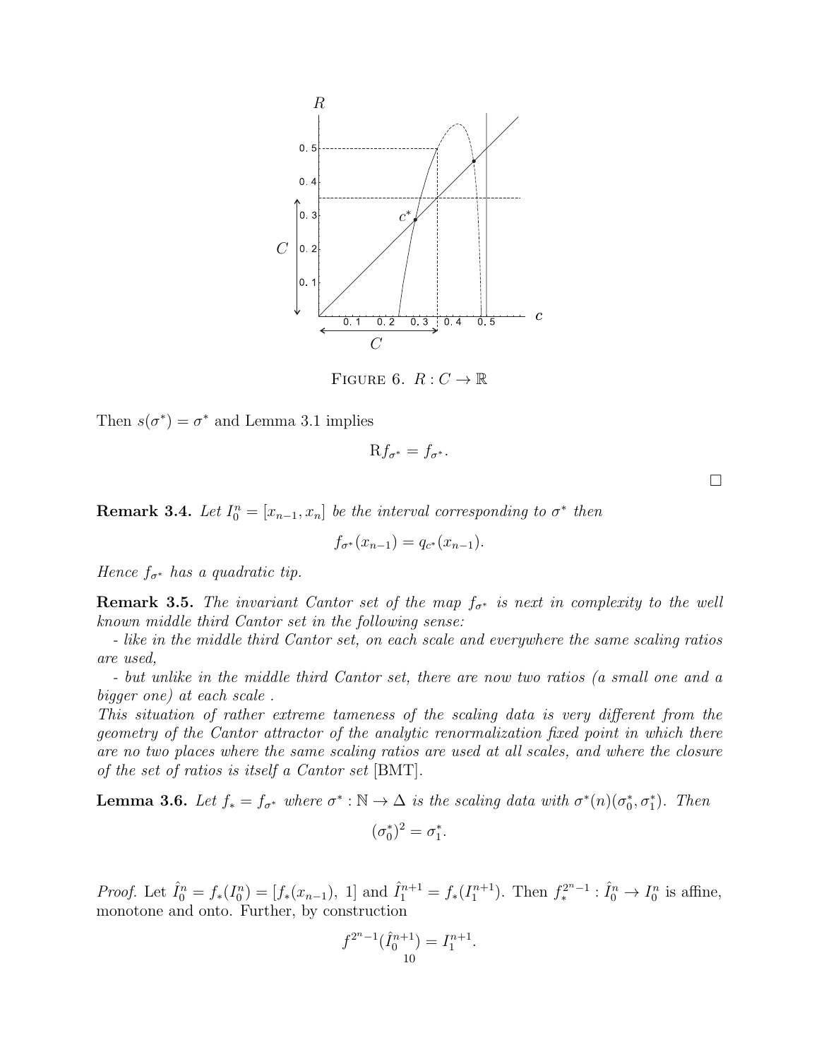FIGURE 6. $R : C \to \mathbb{R}$

Then $s(\sigma^*) = \sigma^*$ and Lemma 3.1 implies

$$\mathrm{R} f_{\sigma^*} = f_{\sigma^*}.$$

$\square$

**Remark 3.4.** *Let $I_0^n = [x_{n-1}, x_n]$ be the interval corresponding to $\sigma^*$ then*

$$f_{\sigma^*}(x_{n-1}) = q_{c^*}(x_{n-1}).$$

*Hence $f_{\sigma^*}$ has a quadratic tip.*

**Remark 3.5.** *The invariant Cantor set of the map $f_{\sigma^*}$ is next in complexity to the well known middle third Cantor set in the following sense:*

*- like in the middle third Cantor set, on each scale and everywhere the same scaling ratios are used,*

*- but unlike in the middle third Cantor set, there are now two ratios (a small one and a bigger one) at each scale .*

*This situation of rather extreme tameness of the scaling data is very different from the geometry of the Cantor attractor of the analytic renormalization fixed point in which there are no two places where the same scaling ratios are used at all scales, and where the closure of the set of ratios is itself a Cantor set* [BMT].

**Lemma 3.6.** *Let $f_* = f_{\sigma^*}$ where $\sigma^* : \mathbb{N} \to \Delta$ is the scaling data with $\sigma^*(n)(\sigma_0^*, \sigma_1^*)$. Then*

$$(\sigma_0^*)^2 = \sigma_1^*.$$

*Proof.* Let $\hat{I}_0^n = f_*(I_0^n) = [f_*(x_{n-1}),\ 1]$ and $\hat{I}_1^{n+1} = f_*(I_1^{n+1})$. Then $f_*^{2^n-1} : \hat{I}_0^n \to I_0^n$ is affine, monotone and onto. Further, by construction

$$f^{2^n-1}(\hat{I}_0^{n+1}) = I_1^{n+1}.$$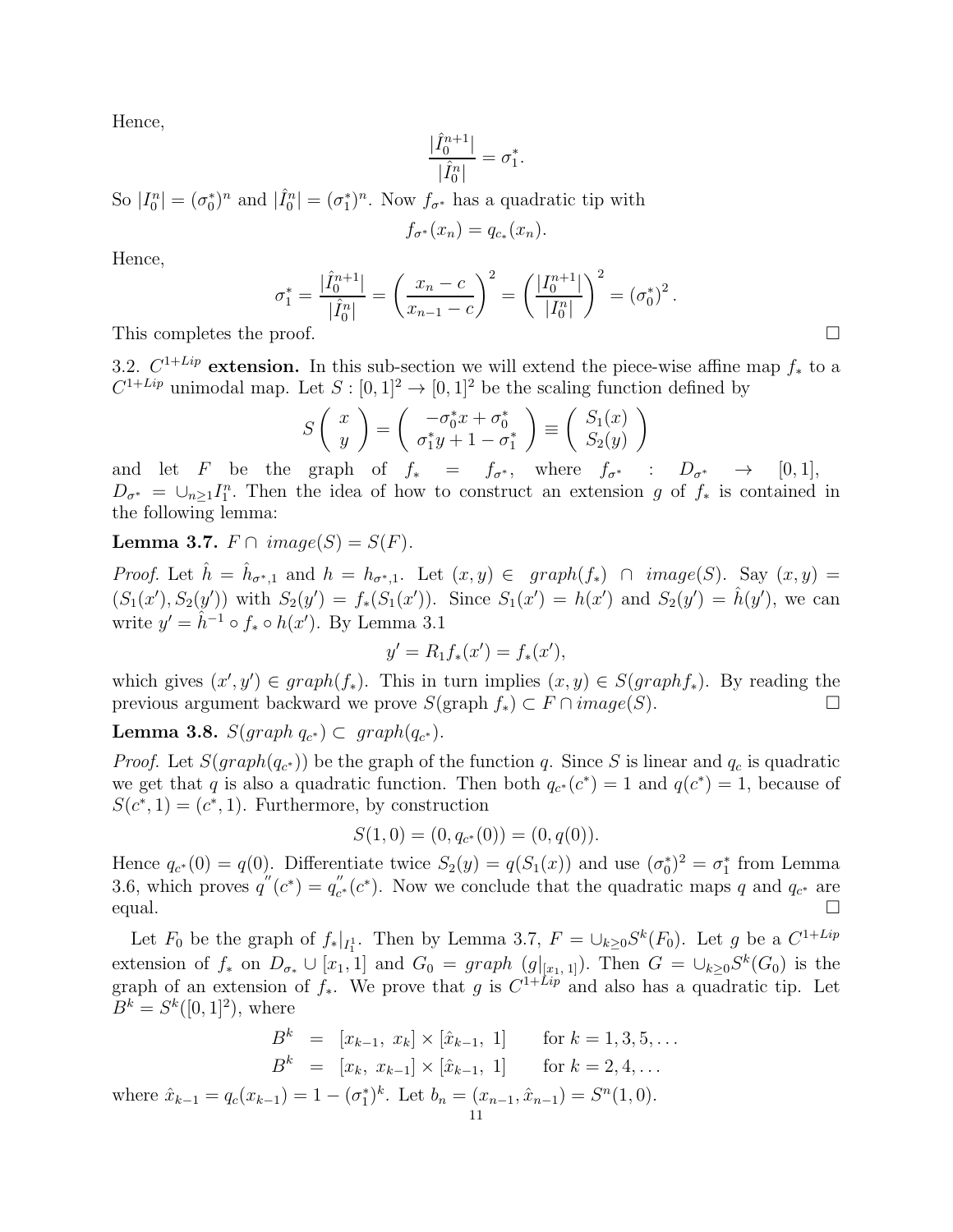Hence,

$$\frac{|\hat{I}_0^{n+1}|}{|\hat{I}_0^n|} = \sigma_1^*.$$

So $|I_0^n| = (\sigma_0^*)^n$ and $|\hat{I}_0^n| = (\sigma_1^*)^n$. Now $f_{\sigma^*}$ has a quadratic tip with

$$f_{\sigma^*}(x_n) = q_{c_*}(x_n).$$

Hence,

$$\sigma_1^* = \frac{|\hat{I}_0^{n+1}|}{|\hat{I}_0^n|} = \left(\frac{x_n - c}{x_{n-1} - c}\right)^2 = \left(\frac{|I_0^{n+1}|}{|I_0^n|}\right)^2 = (\sigma_0^*)^2.$$

This completes the proof. □

3.2. **$C^{1+Lip}$ extension.** In this sub-section we will extend the piece-wise affine map $f_*$ to a $C^{1+Lip}$ unimodal map. Let $S : [0,1]^2 \to [0,1]^2$ be the scaling function defined by

$$S\begin{pmatrix} x \\ y \end{pmatrix} = \begin{pmatrix} -\sigma_0^* x + \sigma_0^* \\ \sigma_1^* y + 1 - \sigma_1^* \end{pmatrix} \equiv \begin{pmatrix} S_1(x) \\ S_2(y) \end{pmatrix}$$

and let $F$ be the graph of $f_* = f_{\sigma^*}$, where $f_{\sigma^*} : D_{\sigma^*} \to [0,1]$, $D_{\sigma^*} = \cup_{n\geq 1} I_1^n$. Then the idea of how to construct an extension $g$ of $f_*$ is contained in the following lemma:

**Lemma 3.7.** *$F \cap image(S) = S(F)$.*

*Proof.* Let $\hat{h} = \hat{h}_{\sigma^*,1}$ and $h = h_{\sigma^*,1}$. Let $(x,y) \in graph(f_*) \cap image(S)$. Say $(x,y) = (S_1(x'), S_2(y'))$ with $S_2(y') = f_*(S_1(x'))$. Since $S_1(x') = h(x')$ and $S_2(y') = \hat{h}(y')$, we can write $y' = \hat{h}^{-1} \circ f_* \circ h(x')$. By Lemma 3.1

$$y' = R_1 f_*(x') = f_*(x'),$$

which gives $(x', y') \in graph(f_*)$. This in turn implies $(x,y) \in S(graph f_*)$. By reading the previous argument backward we prove $S(\text{graph } f_*) \subset F \cap image(S)$. □

**Lemma 3.8.** *$S(graph\ q_{c^*}) \subset graph(q_{c^*})$.*

*Proof.* Let $S(graph(q_{c^*}))$ be the graph of the function $q$. Since $S$ is linear and $q_c$ is quadratic we get that $q$ is also a quadratic function. Then both $q_{c^*}(c^*) = 1$ and $q(c^*) = 1$, because of $S(c^*, 1) = (c^*, 1)$. Furthermore, by construction

$$S(1,0) = (0, q_{c^*}(0)) = (0, q(0)).$$

Hence $q_{c^*}(0) = q(0)$. Differentiate twice $S_2(y) = q(S_1(x))$ and use $(\sigma_0^*)^2 = \sigma_1^*$ from Lemma 3.6, which proves $q''(c^*) = q''_{c^*}(c^*)$. Now we conclude that the quadratic maps $q$ and $q_{c^*}$ are equal. □

Let $F_0$ be the graph of $f_*|_{I_1^1}$. Then by Lemma 3.7, $F = \cup_{k\geq 0} S^k(F_0)$. Let $g$ be a $C^{1+Lip}$ extension of $f_*$ on $D_{\sigma_*} \cup [x_1, 1]$ and $G_0 = graph\ (g|_{[x_1,\,1]})$. Then $G = \cup_{k\geq 0} S^k(G_0)$ is the graph of an extension of $f_*$. We prove that $g$ is $C^{1+Lip}$ and also has a quadratic tip. Let $B^k = S^k([0,1]^2)$, where

$$\begin{aligned} B^k &= [x_{k-1},\ x_k] \times [\hat{x}_{k-1},\ 1] \qquad \text{for } k = 1,3,5,\ldots \\ B^k &= [x_k,\ x_{k-1}] \times [\hat{x}_{k-1},\ 1] \qquad \text{for } k = 2,4,\ldots \end{aligned}$$

where $\hat{x}_{k-1} = q_c(x_{k-1}) = 1 - (\sigma_1^*)^k$. Let $b_n = (x_{n-1}, \hat{x}_{n-1}) = S^n(1,0)$.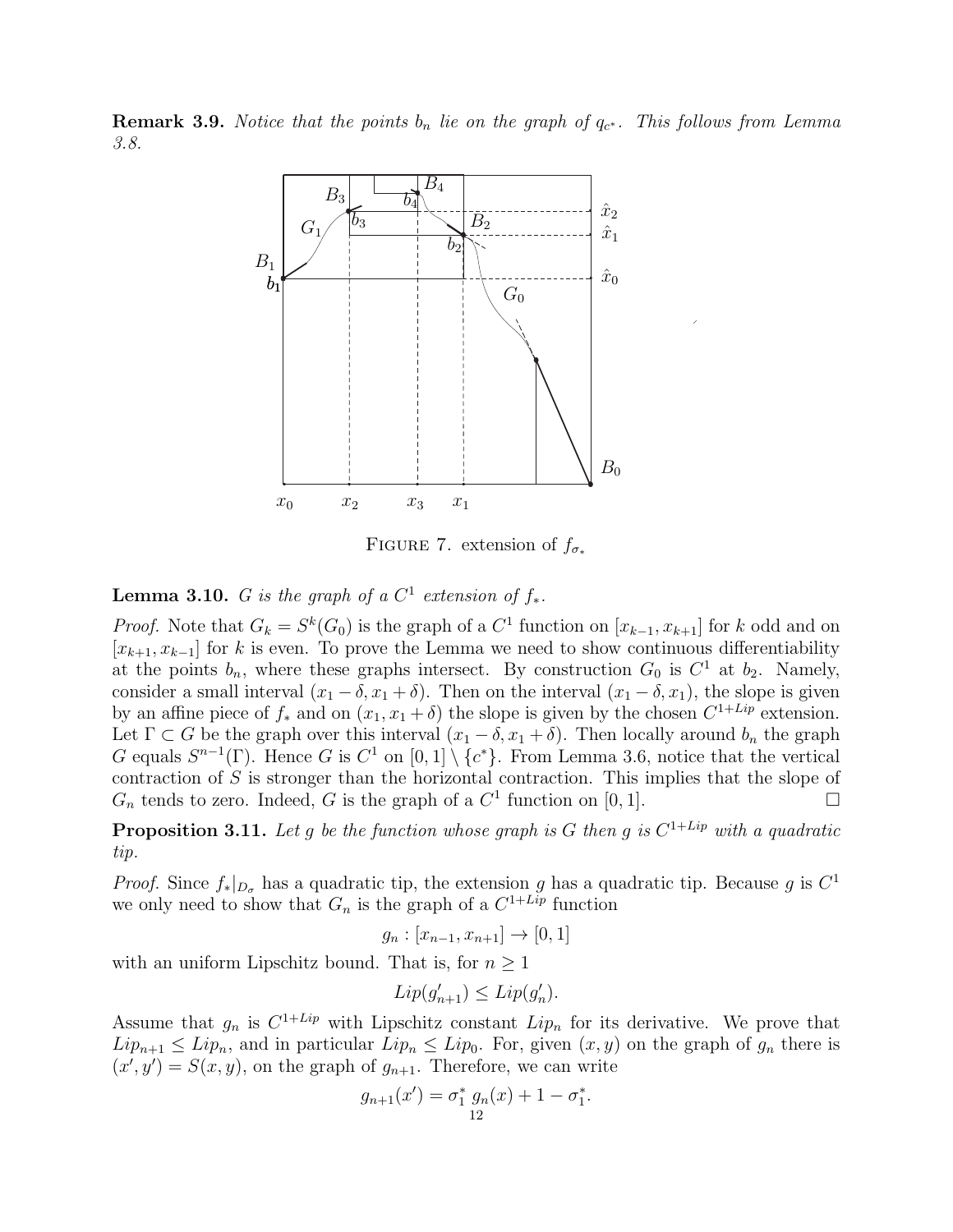**Remark 3.9.** *Notice that the points $b_n$ lie on the graph of $q_{c^*}$. This follows from Lemma 3.8.*

FIGURE 7. extension of $f_{\sigma_*}$

**Lemma 3.10.** *$G$ is the graph of a $C^1$ extension of $f_*$.*

*Proof.* Note that $G_k = S^k(G_0)$ is the graph of a $C^1$ function on $[x_{k-1}, x_{k+1}]$ for $k$ odd and on $[x_{k+1}, x_{k-1}]$ for $k$ is even. To prove the Lemma we need to show continuous differentiability at the points $b_n$, where these graphs intersect. By construction $G_0$ is $C^1$ at $b_2$. Namely, consider a small interval $(x_1 - \delta, x_1 + \delta)$. Then on the interval $(x_1 - \delta, x_1)$, the slope is given by an affine piece of $f_*$ and on $(x_1, x_1 + \delta)$ the slope is given by the chosen $C^{1+Lip}$ extension. Let $\Gamma \subset G$ be the graph over this interval $(x_1 - \delta, x_1 + \delta)$. Then locally around $b_n$ the graph $G$ equals $S^{n-1}(\Gamma)$. Hence $G$ is $C^1$ on $[0,1] \setminus \{c^*\}$. From Lemma 3.6, notice that the vertical contraction of $S$ is stronger than the horizontal contraction. This implies that the slope of $G_n$ tends to zero. Indeed, $G$ is the graph of a $C^1$ function on $[0,1]$. □

**Proposition 3.11.** *Let $g$ be the function whose graph is $G$ then $g$ is $C^{1+Lip}$ with a quadratic tip.*

*Proof.* Since $f_*|_{D_\sigma}$ has a quadratic tip, the extension $g$ has a quadratic tip. Because $g$ is $C^1$ we only need to show that $G_n$ is the graph of a $C^{1+Lip}$ function

$$g_n : [x_{n-1}, x_{n+1}] \to [0,1]$$

with an uniform Lipschitz bound. That is, for $n \geq 1$

$$Lip(g'_{n+1}) \leq Lip(g'_n).$$

Assume that $g_n$ is $C^{1+Lip}$ with Lipschitz constant $Lip_n$ for its derivative. We prove that $Lip_{n+1} \leq Lip_n$, and in particular $Lip_n \leq Lip_0$. For, given $(x,y)$ on the graph of $g_n$ there is $(x', y') = S(x,y)$, on the graph of $g_{n+1}$. Therefore, we can write

$$g_{n+1}(x') = \sigma_1^* \, g_n(x) + 1 - \sigma_1^*.$$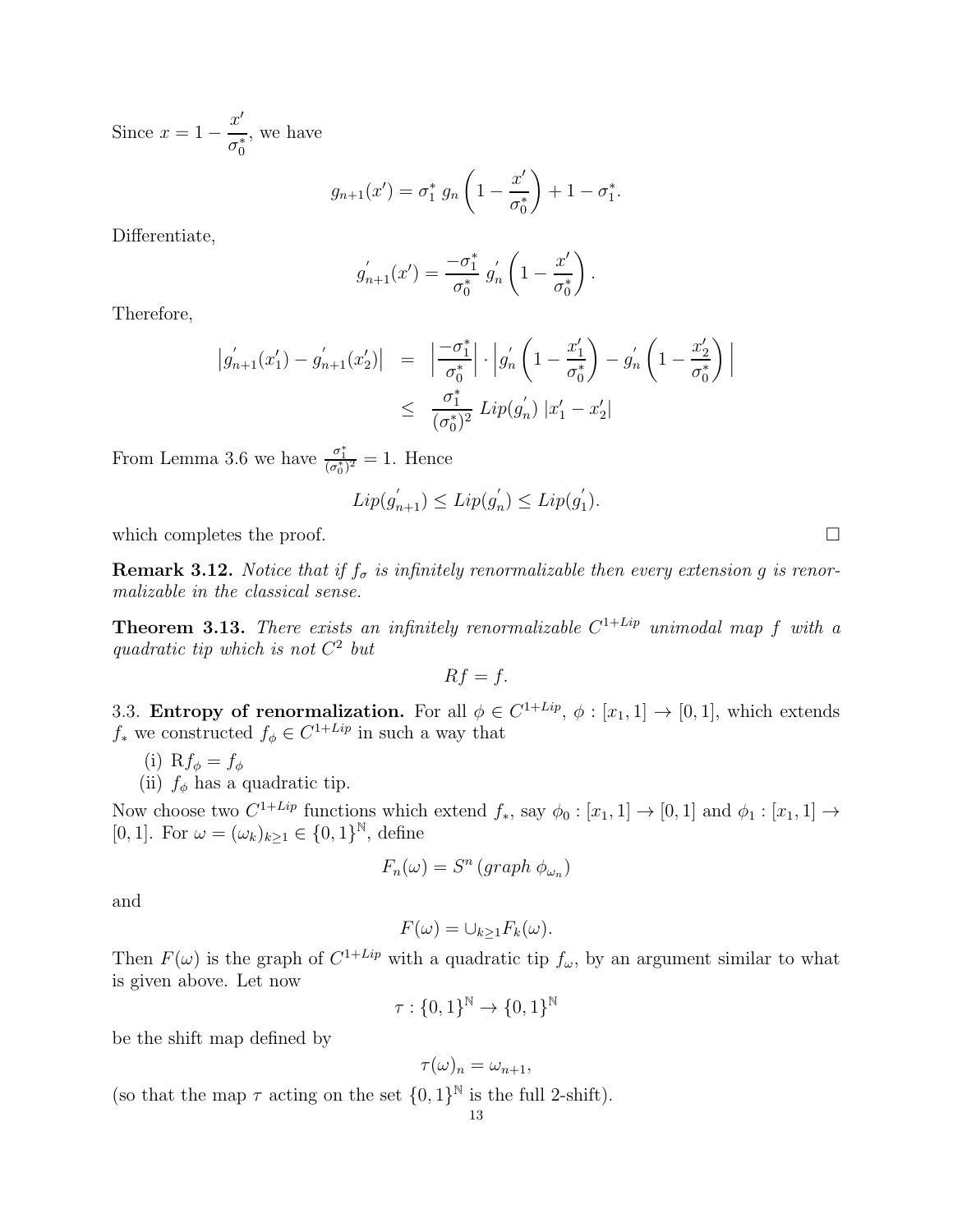Since $x = 1 - \dfrac{x'}{\sigma_0^*}$, we have

$$g_{n+1}(x') = \sigma_1^* \; g_n\left(1 - \frac{x'}{\sigma_0^*}\right) + 1 - \sigma_1^*.$$

Differentiate,

$$g'_{n+1}(x') = \frac{-\sigma_1^*}{\sigma_0^*} \; g'_n\left(1 - \frac{x'}{\sigma_0^*}\right).$$

Therefore,

$$\begin{aligned} \left|g'_{n+1}(x'_1) - g'_{n+1}(x'_2)\right| &= \left|\frac{-\sigma_1^*}{\sigma_0^*}\right| \cdot \left|g'_n\left(1 - \frac{x'_1}{\sigma_0^*}\right) - g'_n\left(1 - \frac{x'_2}{\sigma_0^*}\right)\right| \\ &\leq \frac{\sigma_1^*}{(\sigma_0^*)^2} \; Lip(g'_n) \; |x'_1 - x'_2| \end{aligned}$$

From Lemma 3.6 we have $\frac{\sigma_1^*}{(\sigma_0^*)^2} = 1$. Hence

$$Lip(g'_{n+1}) \leq Lip(g'_n) \leq Lip(g'_1).$$

which completes the proof. □

**Remark 3.12.** *Notice that if $f_\sigma$ is infinitely renormalizable then every extension $g$ is renormalizable in the classical sense.*

**Theorem 3.13.** *There exists an infinitely renormalizable $C^{1+Lip}$ unimodal map $f$ with a quadratic tip which is not $C^2$ but*

$$Rf = f.$$

3.3. **Entropy of renormalization.** For all $\phi \in C^{1+Lip}$, $\phi : [x_1, 1] \to [0, 1]$, which extends $f_*$ we constructed $f_\phi \in C^{1+Lip}$ in such a way that

(i) $\mathrm{R} f_\phi = f_\phi$
(ii) $f_\phi$ has a quadratic tip.

Now choose two $C^{1+Lip}$ functions which extend $f_*$, say $\phi_0 : [x_1, 1] \to [0, 1]$ and $\phi_1 : [x_1, 1] \to [0, 1]$. For $\omega = (\omega_k)_{k \geq 1} \in \{0, 1\}^{\mathbb{N}}$, define

$$F_n(\omega) = S^n \left(graph \; \phi_{\omega_n}\right)$$

and

$$F(\omega) = \cup_{k \geq 1} F_k(\omega).$$

Then $F(\omega)$ is the graph of $C^{1+Lip}$ with a quadratic tip $f_\omega$, by an argument similar to what is given above. Let now

$$\tau : \{0, 1\}^{\mathbb{N}} \to \{0, 1\}^{\mathbb{N}}$$

be the shift map defined by

$$\tau(\omega)_n = \omega_{n+1},$$

(so that the map $\tau$ acting on the set $\{0, 1\}^{\mathbb{N}}$ is the full 2-shift).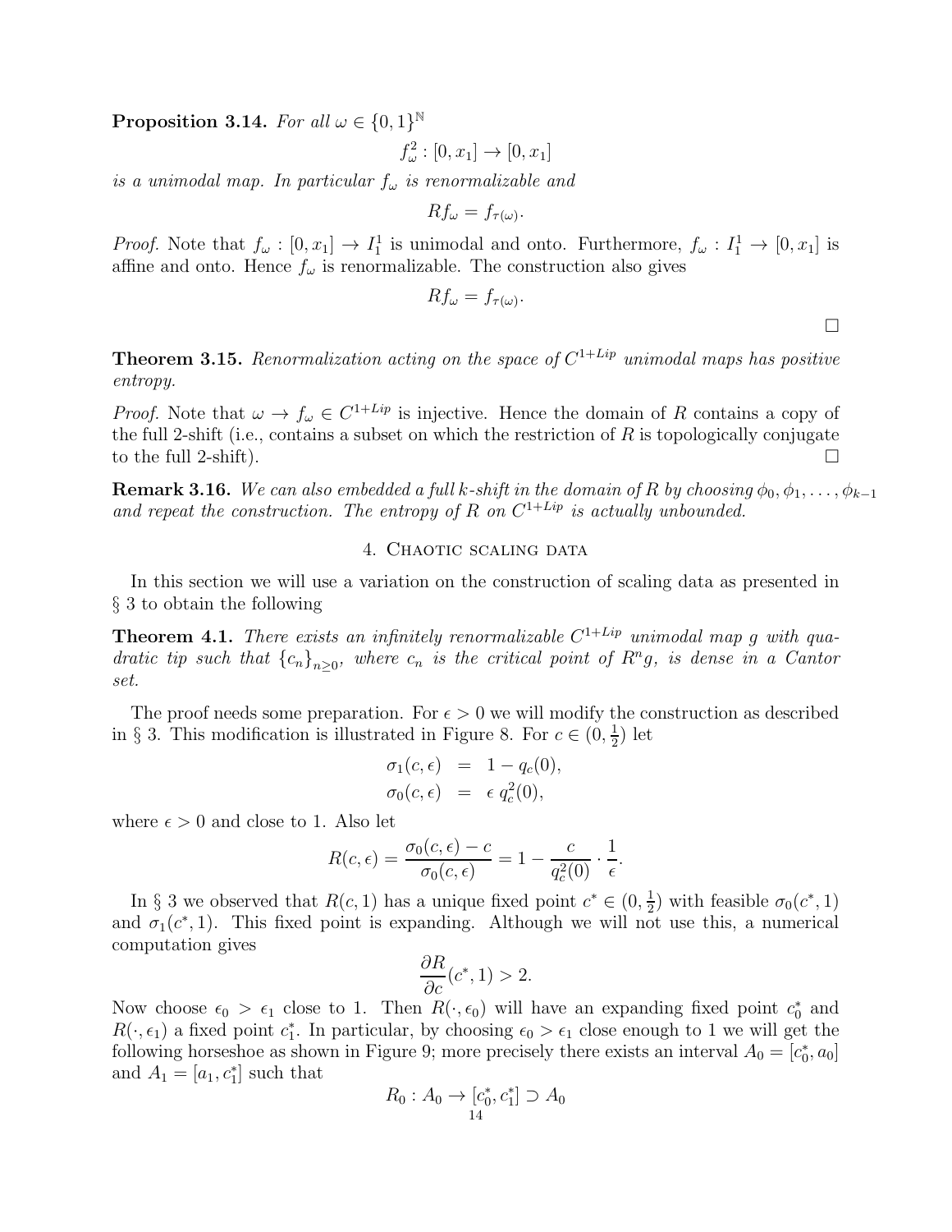**Proposition 3.14.** *For all $\omega \in \{0,1\}^{\mathbb{N}}$*

$$f_\omega^2 : [0, x_1] \to [0, x_1]$$

*is a unimodal map. In particular $f_\omega$ is renormalizable and*

$$Rf_\omega = f_{\tau(\omega)}.$$

*Proof.* Note that $f_\omega : [0, x_1] \to I_1^1$ is unimodal and onto. Furthermore, $f_\omega : I_1^1 \to [0, x_1]$ is affine and onto. Hence $f_\omega$ is renormalizable. The construction also gives

$$Rf_\omega = f_{\tau(\omega)}.$$

□

**Theorem 3.15.** *Renormalization acting on the space of $C^{1+Lip}$ unimodal maps has positive entropy.*

*Proof.* Note that $\omega \to f_\omega \in C^{1+Lip}$ is injective. Hence the domain of $R$ contains a copy of the full 2-shift (i.e., contains a subset on which the restriction of $R$ is topologically conjugate to the full 2-shift). □

**Remark 3.16.** *We can also embedded a full $k$-shift in the domain of $R$ by choosing $\phi_0, \phi_1, \dots, \phi_{k-1}$ and repeat the construction. The entropy of $R$ on $C^{1+Lip}$ is actually unbounded.*

## 4. Chaotic scaling data

In this section we will use a variation on the construction of scaling data as presented in § 3 to obtain the following

**Theorem 4.1.** *There exists an infinitely renormalizable $C^{1+Lip}$ unimodal map $g$ with quadratic tip such that $\{c_n\}_{n \geq 0}$, where $c_n$ is the critical point of $R^n g$, is dense in a Cantor set.*

The proof needs some preparation. For $\epsilon > 0$ we will modify the construction as described in § 3. This modification is illustrated in Figure 8. For $c \in (0, \frac{1}{2})$ let

$$\begin{aligned}
\sigma_1(c, \epsilon) &= 1 - q_c(0), \\
\sigma_0(c, \epsilon) &= \epsilon \, q_c^2(0),
\end{aligned}$$

where $\epsilon > 0$ and close to 1. Also let

$$R(c, \epsilon) = \frac{\sigma_0(c, \epsilon) - c}{\sigma_0(c, \epsilon)} = 1 - \frac{c}{q_c^2(0)} \cdot \frac{1}{\epsilon}.$$

In § 3 we observed that $R(c, 1)$ has a unique fixed point $c^* \in (0, \frac{1}{2})$ with feasible $\sigma_0(c^*, 1)$ and $\sigma_1(c^*, 1)$. This fixed point is expanding. Although we will not use this, a numerical computation gives

$$\frac{\partial R}{\partial c}(c^*, 1) > 2.$$

Now choose $\epsilon_0 > \epsilon_1$ close to 1. Then $R(\cdot, \epsilon_0)$ will have an expanding fixed point $c_0^*$ and $R(\cdot, \epsilon_1)$ a fixed point $c_1^*$. In particular, by choosing $\epsilon_0 > \epsilon_1$ close enough to 1 we will get the following horseshoe as shown in Figure 9; more precisely there exists an interval $A_0 = [c_0^*, a_0]$ and $A_1 = [a_1, c_1^*]$ such that

$$R_0 : A_0 \to [c_0^*, c_1^*] \supset A_0$$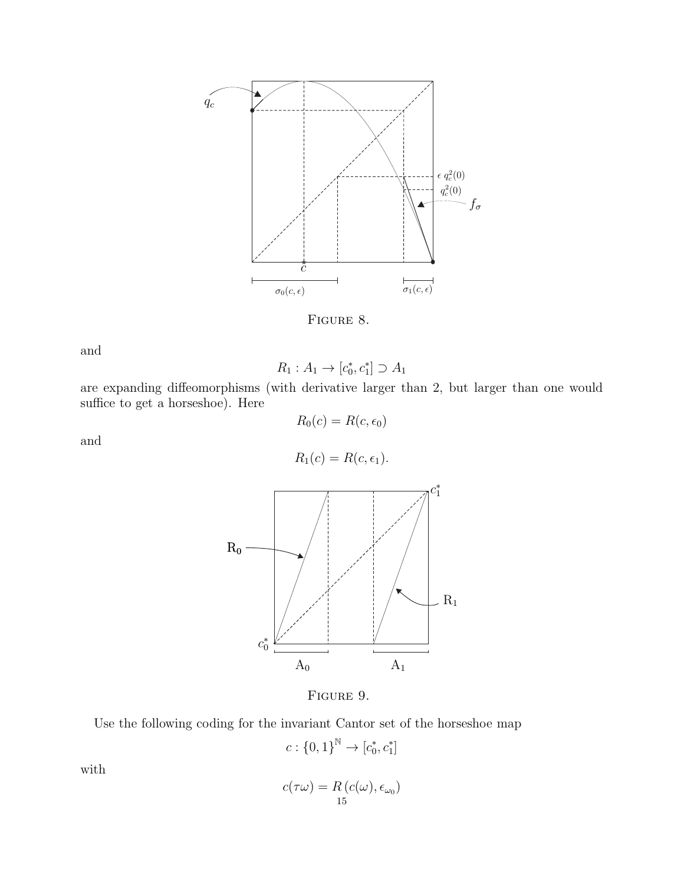FIGURE 8.

and

$$R_1 : A_1 \to [c_0^*, c_1^*] \supset A_1$$

are expanding diffeomorphisms (with derivative larger than 2, but larger than one would suffice to get a horseshoe). Here

$$R_0(c) = R(c, \epsilon_0)$$

and

$$R_1(c) = R(c, \epsilon_1).$$

FIGURE 9.

Use the following coding for the invariant Cantor set of the horseshoe map

$$c : \{0, 1\}^{\mathbb{N}} \to [c_0^*, c_1^*]$$

with

$$c(\tau\omega) = R\left(c(\omega), \epsilon_{\omega_0}\right)$$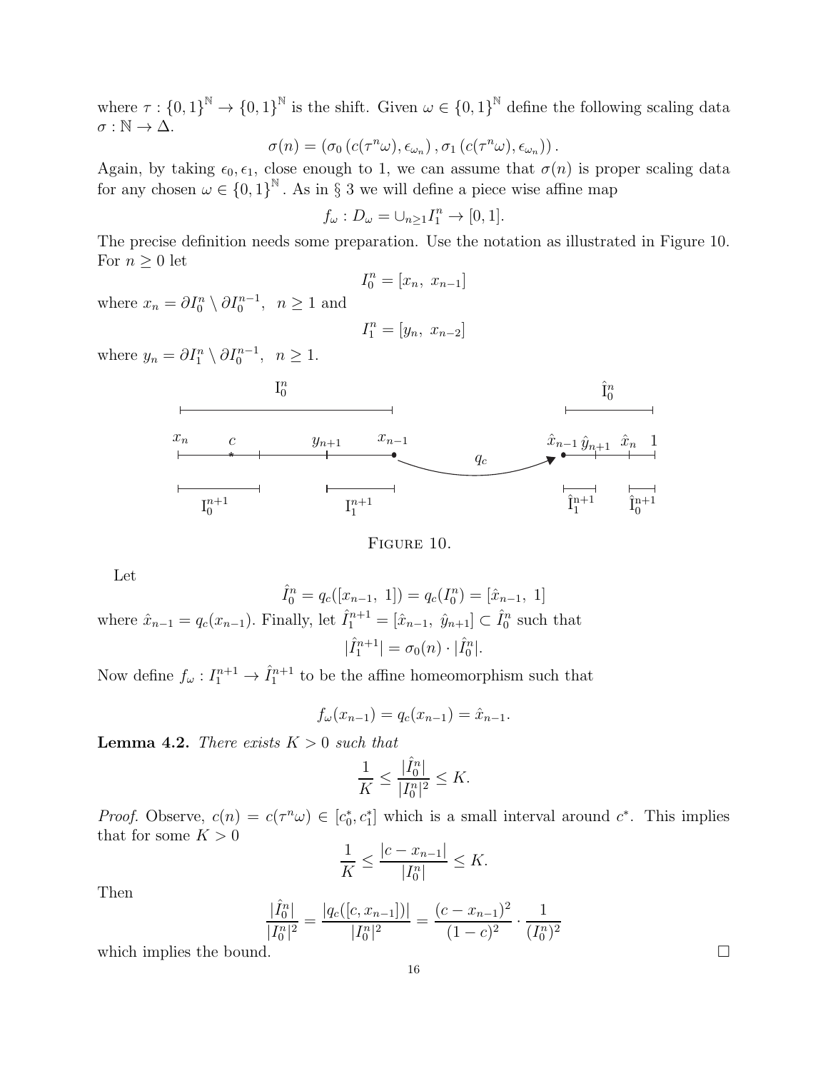where $\tau : \{0,1\}^{\mathbb{N}} \to \{0,1\}^{\mathbb{N}}$ is the shift. Given $\omega \in \{0,1\}^{\mathbb{N}}$ define the following scaling data $\sigma : \mathbb{N} \to \Delta$.

$$\sigma(n) = \left(\sigma_0\left(c(\tau^n\omega), \epsilon_{\omega_n}\right), \sigma_1\left(c(\tau^n\omega), \epsilon_{\omega_n}\right)\right).$$

Again, by taking $\epsilon_0, \epsilon_1$, close enough to 1, we can assume that $\sigma(n)$ is proper scaling data for any chosen $\omega \in \{0,1\}^{\mathbb{N}}$. As in § 3 we will define a piece wise affine map

$$f_\omega : D_\omega = \cup_{n\geq 1} I_1^n \to [0,1].$$

The precise definition needs some preparation. Use the notation as illustrated in Figure 10. For $n \geq 0$ let

$$I_0^n = [x_n,\ x_{n-1}]$$

where $x_n = \partial I_0^n \setminus \partial I_0^{n-1},\ \ n \geq 1$ and

$$I_1^n = [y_n,\ x_{n-2}]$$

where $y_n = \partial I_1^n \setminus \partial I_0^{n-1},\ \ n \geq 1$.

FIGURE 10.

Let

$$\hat{I}_0^n = q_c([x_{n-1},\ 1]) = q_c(I_0^n) = [\hat{x}_{n-1},\ 1]$$

where $\hat{x}_{n-1} = q_c(x_{n-1})$. Finally, let $\hat{I}_1^{n+1} = [\hat{x}_{n-1},\ \hat{y}_{n+1}] \subset \hat{I}_0^n$ such that

$$|\hat{I}_1^{n+1}| = \sigma_0(n) \cdot |\hat{I}_0^n|.$$

Now define $f_\omega : I_1^{n+1} \to \hat{I}_1^{n+1}$ to be the affine homeomorphism such that

$$f_\omega(x_{n-1}) = q_c(x_{n-1}) = \hat{x}_{n-1}.$$

**Lemma 4.2.** *There exists $K > 0$ such that*

$$\frac{1}{K} \leq \frac{|\hat{I}_0^n|}{|I_0^n|^2} \leq K.$$

*Proof.* Observe, $c(n) = c(\tau^n\omega) \in [c_0^*, c_1^*]$ which is a small interval around $c^*$. This implies that for some $K > 0$

$$\frac{1}{K} \leq \frac{|c - x_{n-1}|}{|I_0^n|} \leq K.$$

Then

$$\frac{|\hat{I}_0^n|}{|I_0^n|^2} = \frac{|q_c([c, x_{n-1}])|}{|I_0^n|^2} = \frac{(c - x_{n-1})^2}{(1-c)^2} \cdot \frac{1}{(I_0^n)^2}$$

which implies the bound. □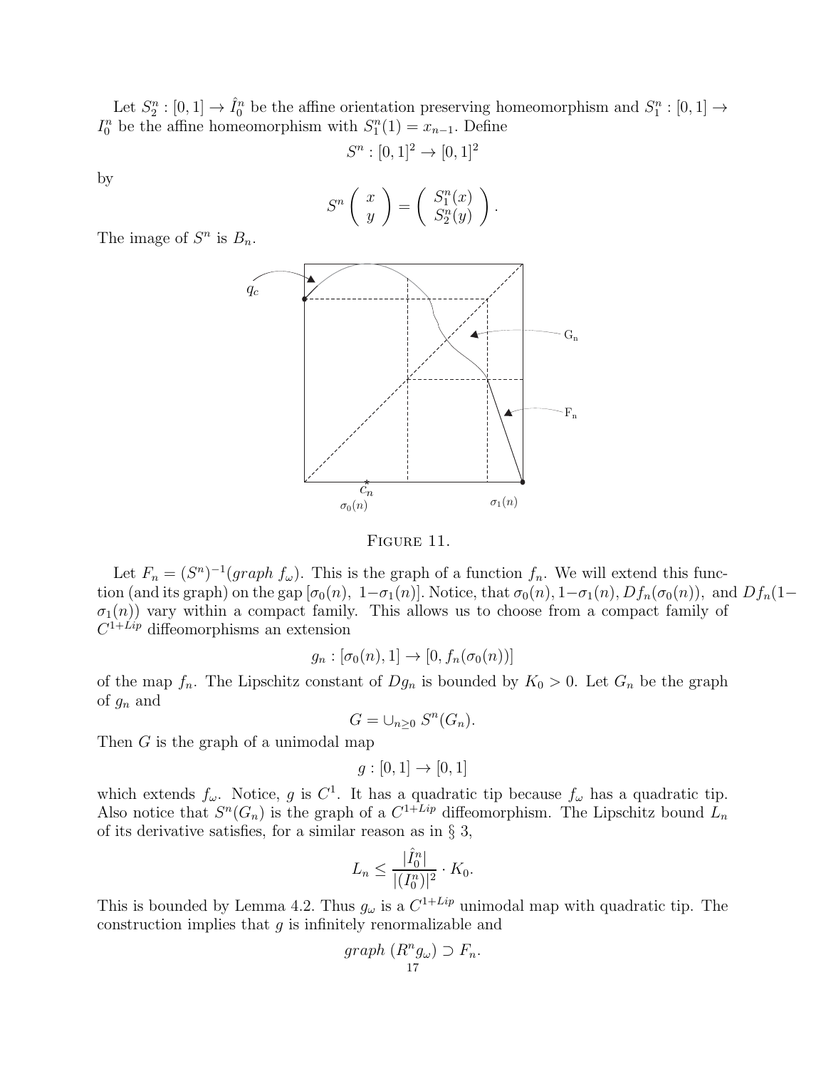Let $S_2^n : [0,1] \to \hat{I}_0^n$ be the affine orientation preserving homeomorphism and $S_1^n : [0,1] \to I_0^n$ be the affine homeomorphism with $S_1^n(1) = x_{n-1}$. Define

$$S^n : [0,1]^2 \to [0,1]^2$$

by

$$S^n \begin{pmatrix} x \\ y \end{pmatrix} = \begin{pmatrix} S_1^n(x) \\ S_2^n(y) \end{pmatrix}.$$

The image of $S^n$ is $B_n$.

FIGURE 11.

Let $F_n = (S^n)^{-1}(graph\ f_\omega)$. This is the graph of a function $f_n$. We will extend this function (and its graph) on the gap $[\sigma_0(n),\ 1-\sigma_1(n)]$. Notice, that $\sigma_0(n), 1-\sigma_1(n), Df_n(\sigma_0(n)),$ and $Df_n(1-\sigma_1(n))$ vary within a compact family. This allows us to choose from a compact family of $C^{1+Lip}$ diffeomorphisms an extension

$$g_n : [\sigma_0(n), 1] \to [0, f_n(\sigma_0(n))]$$

of the map $f_n$. The Lipschitz constant of $Dg_n$ is bounded by $K_0 > 0$. Let $G_n$ be the graph of $g_n$ and

$$G = \cup_{n \geq 0} S^n(G_n).$$

Then $G$ is the graph of a unimodal map

$$g : [0,1] \to [0,1]$$

which extends $f_\omega$. Notice, $g$ is $C^1$. It has a quadratic tip because $f_\omega$ has a quadratic tip. Also notice that $S^n(G_n)$ is the graph of a $C^{1+Lip}$ diffeomorphism. The Lipschitz bound $L_n$ of its derivative satisfies, for a similar reason as in § 3,

$$L_n \leq \frac{|\hat{I}_0^n|}{|(I_0^n)|^2} \cdot K_0.$$

This is bounded by Lemma 4.2. Thus $g_\omega$ is a $C^{1+Lip}$ unimodal map with quadratic tip. The construction implies that $g$ is infinitely renormalizable and

$$graph\ (R^n g_\omega) \supset F_n.$$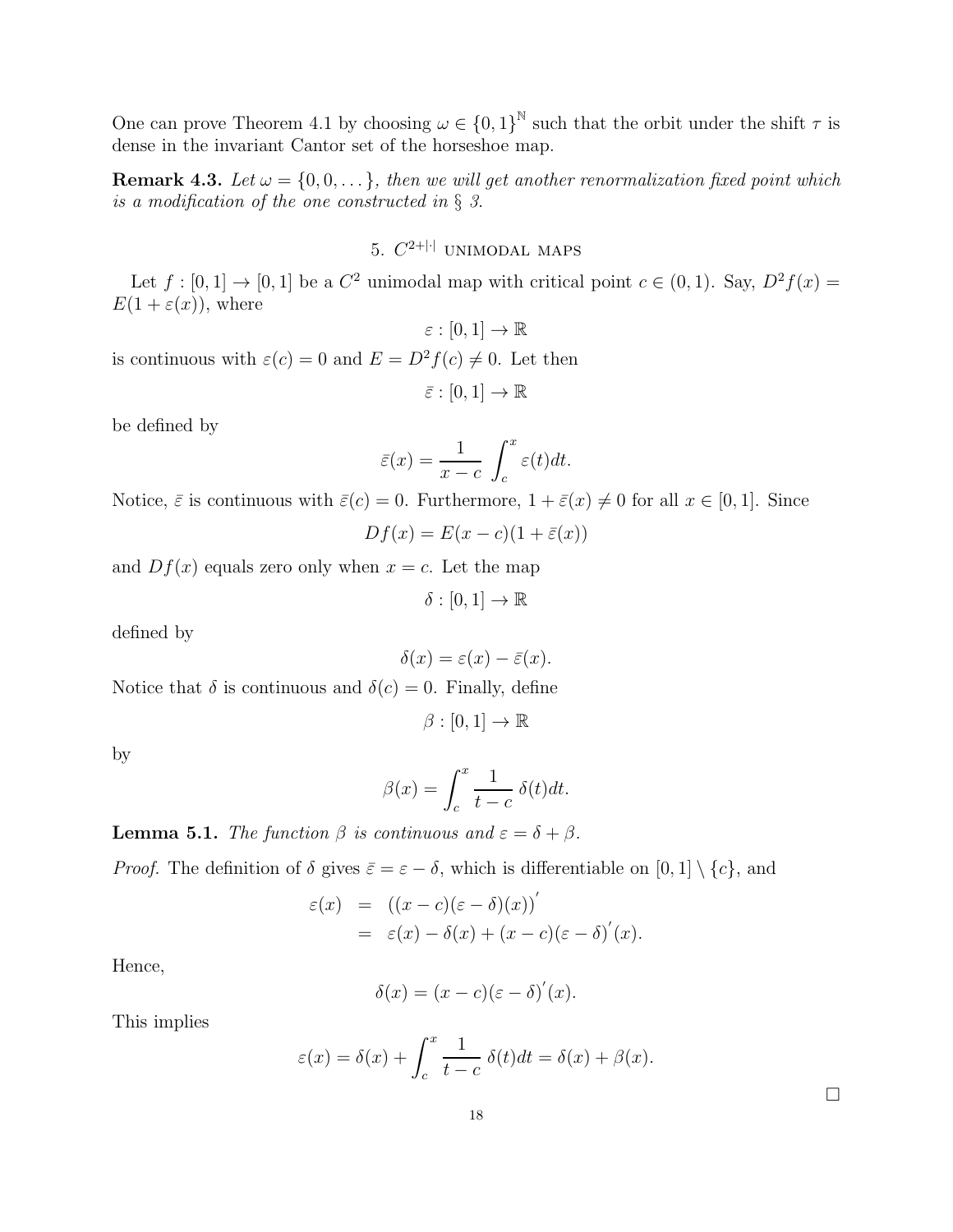One can prove Theorem 4.1 by choosing $\omega \in \{0,1\}^{\mathbb{N}}$ such that the orbit under the shift $\tau$ is dense in the invariant Cantor set of the horseshoe map.

**Remark 4.3.** *Let $\omega = \{0, 0, \dots\}$, then we will get another renormalization fixed point which is a modification of the one constructed in § 3.*

## 5. $C^{2+|\cdot|}$ unimodal maps

Let $f : [0,1] \to [0,1]$ be a $C^2$ unimodal map with critical point $c \in (0,1)$. Say, $D^2 f(x) = E(1 + \varepsilon(x))$, where

$$\varepsilon : [0,1] \to \mathbb{R}$$

is continuous with $\varepsilon(c) = 0$ and $E = D^2 f(c) \neq 0$. Let then

$$\bar{\varepsilon} : [0,1] \to \mathbb{R}$$

be defined by

$$\bar{\varepsilon}(x) = \frac{1}{x-c} \int_c^x \varepsilon(t) dt.$$

Notice, $\bar{\varepsilon}$ is continuous with $\bar{\varepsilon}(c) = 0$. Furthermore, $1 + \bar{\varepsilon}(x) \neq 0$ for all $x \in [0,1]$. Since

$$Df(x) = E(x-c)(1 + \bar{\varepsilon}(x))$$

and $Df(x)$ equals zero only when $x = c$. Let the map

$$\delta : [0,1] \to \mathbb{R}$$

defined by

$$\delta(x) = \varepsilon(x) - \bar{\varepsilon}(x).$$

Notice that $\delta$ is continuous and $\delta(c) = 0$. Finally, define

$$\beta : [0,1] \to \mathbb{R}$$

by

$$\beta(x) = \int_c^x \frac{1}{t-c} \, \delta(t) dt.$$

**Lemma 5.1.** *The function $\beta$ is continuous and $\varepsilon = \delta + \beta$.*

*Proof.* The definition of $\delta$ gives $\bar{\varepsilon} = \varepsilon - \delta$, which is differentiable on $[0,1] \setminus \{c\}$, and

$$\begin{aligned} \varepsilon(x) &= ((x-c)(\varepsilon - \delta)(x))' \\ &= \varepsilon(x) - \delta(x) + (x-c)(\varepsilon - \delta)'(x). \end{aligned}$$

Hence,

$$\delta(x) = (x-c)(\varepsilon - \delta)'(x).$$

This implies

$$\varepsilon(x) = \delta(x) + \int_c^x \frac{1}{t-c} \, \delta(t) dt = \delta(x) + \beta(x).$$

$\square$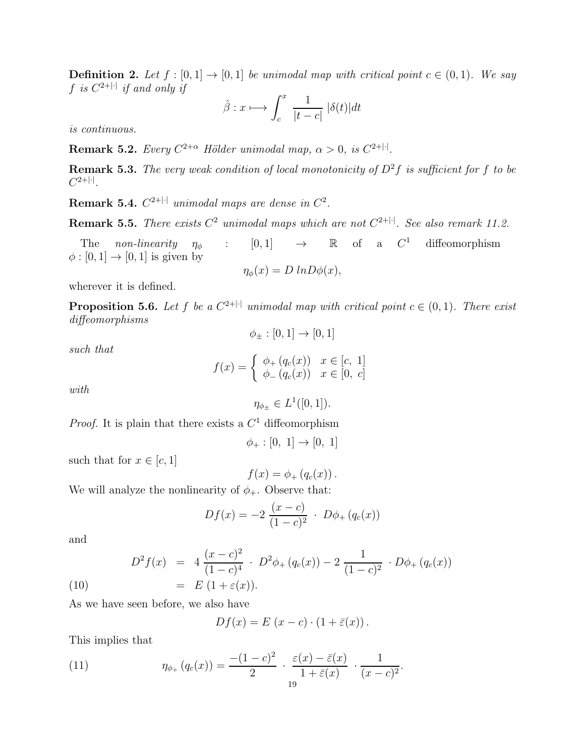**Definition 2.** *Let $f : [0,1] \to [0,1]$ be unimodal map with critical point $c \in (0,1)$. We say $f$ is $C^{2+|\cdot|}$ if and only if*

$$\hat{\beta} : x \longmapsto \int_c^x \frac{1}{|t-c|} \, |\delta(t)| dt$$

*is continuous.*

**Remark 5.2.** *Every $C^{2+\alpha}$ Hölder unimodal map, $\alpha > 0$, is $C^{2+|\cdot|}$.*

**Remark 5.3.** *The very weak condition of local monotonicity of $D^2 f$ is sufficient for $f$ to be $C^{2+|\cdot|}$.*

**Remark 5.4.** *$C^{2+|\cdot|}$ unimodal maps are dense in $C^2$.*

**Remark 5.5.** *There exists $C^2$ unimodal maps which are not $C^{2+|\cdot|}$. See also remark 11.2.*

The *non-linearity* $\eta_\phi : [0,1] \to \mathbb{R}$ of a $C^1$ diffeomorphism $\phi : [0,1] \to [0,1]$ is given by

$$\eta_\phi(x) = D \, ln D\phi(x),$$

wherever it is defined.

**Proposition 5.6.** *Let $f$ be a $C^{2+|\cdot|}$ unimodal map with critical point $c \in (0,1)$. There exist diffeomorphisms*

$$\phi_\pm : [0,1] \to [0,1]$$

*such that*

$$f(x) = \begin{cases} \phi_+ \left( q_c(x) \right) & x \in [c, \ 1] \\ \phi_- \left( q_c(x) \right) & x \in [0, \ c] \end{cases}$$

*with*

$$\eta_{\phi_\pm} \in L^1([0,1]).$$

*Proof.* It is plain that there exists a $C^1$ diffeomorphism

$$\phi_+ : [0, \ 1] \to [0, \ 1]$$

such that for $x \in [c, 1]$

$$f(x) = \phi_+ \left( q_c(x) \right).$$

We will analyze the nonlinearity of $\phi_+$. Observe that:

$$Df(x) = -2 \, \frac{(x-c)}{(1-c)^2} \, \cdot \, D\phi_+ \left( q_c(x) \right)$$

and

$$\begin{aligned} D^2 f(x) &= 4 \, \frac{(x-c)^2}{(1-c)^4} \, \cdot \, D^2\phi_+ \left( q_c(x) \right) - 2 \, \frac{1}{(1-c)^2} \, \cdot D\phi_+ \left( q_c(x) \right) \\ &= E \, (1 + \varepsilon(x)). \end{aligned} \tag{10}$$

As we have seen before, we also have

$$Df(x) = E \, (x-c) \cdot \left( 1 + \bar{\varepsilon}(x) \right).$$

This implies that

$$\eta_{\phi_+} \left( q_c(x) \right) = \frac{-(1-c)^2}{2} \, \cdot \, \frac{\varepsilon(x) - \bar{\varepsilon}(x)}{1 + \bar{\varepsilon}(x)} \, \cdot \frac{1}{(x-c)^2}. \tag{11}$$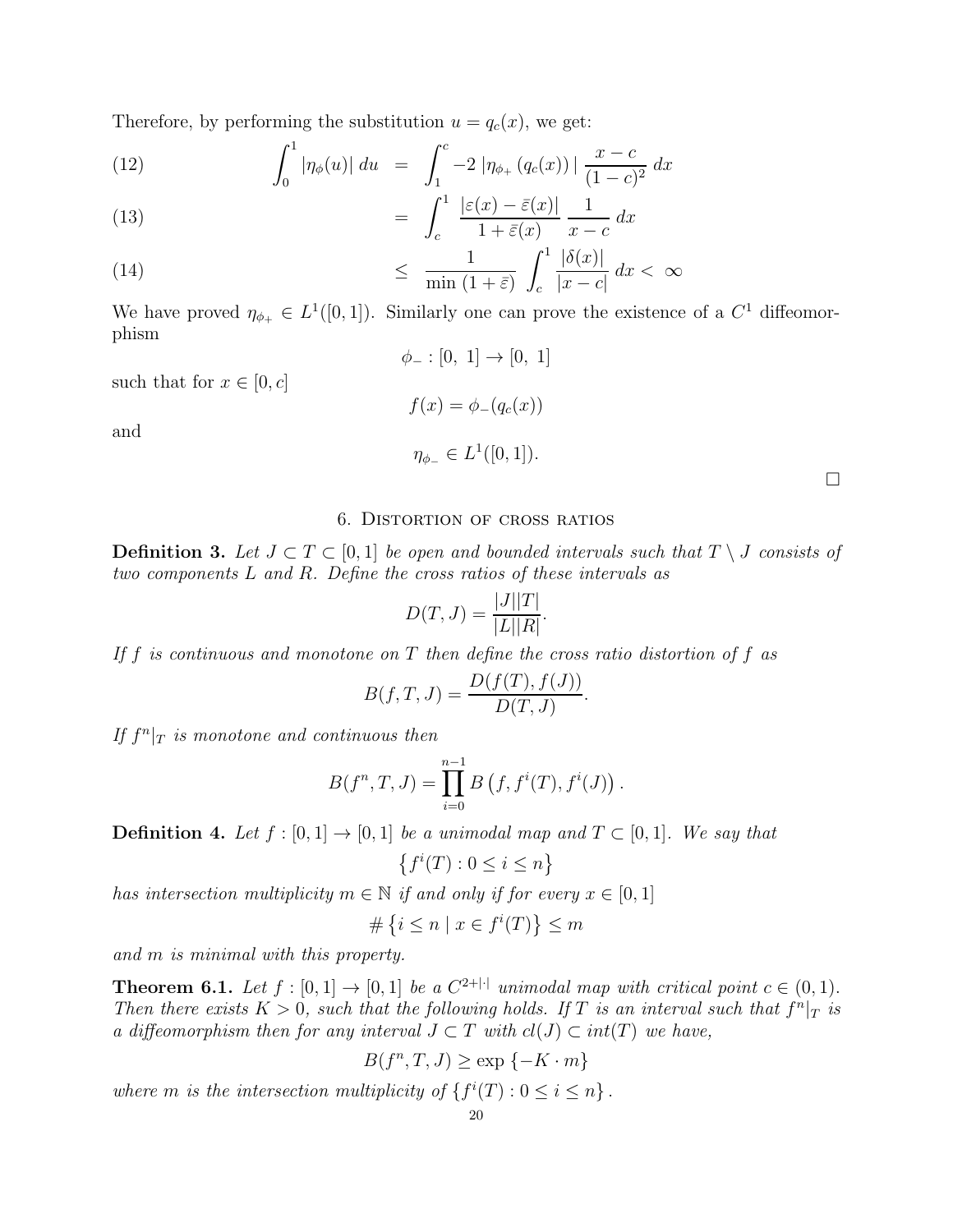Therefore, by performing the substitution $u = q_c(x)$, we get:

$$
\begin{aligned}
\int_0^1 |\eta_\phi(u)|\, du &= \int_1^c -2\, |\eta_{\phi_+}(q_c(x))|\, \frac{x-c}{(1-c)^2}\, dx && (12)\\
&= \int_c^1 \frac{|\varepsilon(x) - \bar{\varepsilon}(x)|}{1+\bar{\varepsilon}(x)}\, \frac{1}{x-c}\, dx && (13)\\
&\leq \frac{1}{\min\,(1+\bar{\varepsilon})} \int_c^1 \frac{|\delta(x)|}{|x-c|}\, dx < \infty && (14)
\end{aligned}
$$

We have proved $\eta_{\phi_+} \in L^1([0,1])$. Similarly one can prove the existence of a $C^1$ diffeomorphism

$$\phi_- : [0,\ 1] \to [0,\ 1]$$

such that for $x \in [0, c]$

$$f(x) = \phi_-(q_c(x))$$

and

$$\eta_{\phi_-} \in L^1([0,1]).$$

□

## 6. Distortion of cross ratios

**Definition 3.** *Let $J \subset T \subset [0,1]$ be open and bounded intervals such that $T \setminus J$ consists of two components $L$ and $R$. Define the cross ratios of these intervals as*

$$D(T,J) = \frac{|J||T|}{|L||R|}.$$

*If $f$ is continuous and monotone on $T$ then define the cross ratio distortion of $f$ as*

$$B(f,T,J) = \frac{D(f(T), f(J))}{D(T,J)}.$$

*If $f^n|_T$ is monotone and continuous then*

$$B(f^n, T, J) = \prod_{i=0}^{n-1} B\left(f, f^i(T), f^i(J)\right).$$

**Definition 4.** *Let $f : [0,1] \to [0,1]$ be a unimodal map and $T \subset [0,1]$. We say that*

$$\left\{ f^i(T) : 0 \leq i \leq n \right\}$$

*has intersection multiplicity $m \in \mathbb{N}$ if and only if for every $x \in [0,1]$*

$$\# \left\{ i \leq n \mid x \in f^i(T) \right\} \leq m$$

*and $m$ is minimal with this property.*

**Theorem 6.1.** *Let $f : [0,1] \to [0,1]$ be a $C^{2+|\cdot|}$ unimodal map with critical point $c \in (0,1)$. Then there exists $K > 0$, such that the following holds. If $T$ is an interval such that $f^n|_T$ is a diffeomorphism then for any interval $J \subset T$ with $cl(J) \subset int(T)$ we have,*

$$B(f^n, T, J) \geq \exp\left\{-K \cdot m\right\}$$

*where $m$ is the intersection multiplicity of $\left\{ f^i(T) : 0 \leq i \leq n \right\}$.*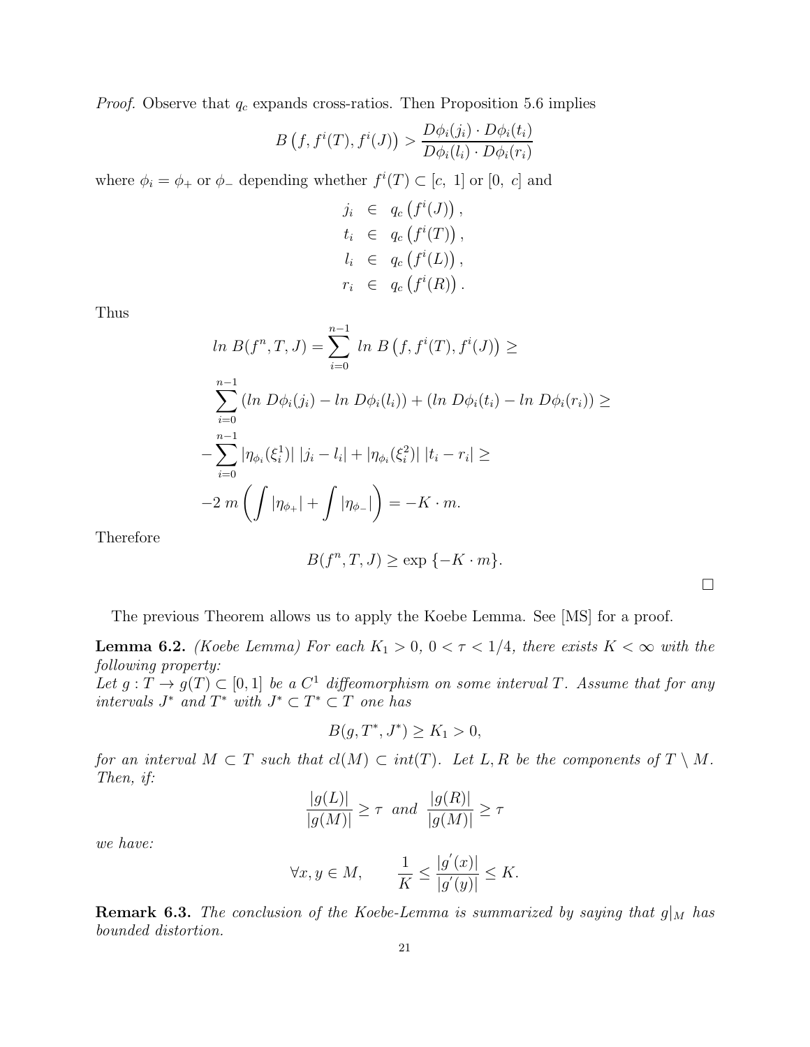*Proof.* Observe that $q_c$ expands cross-ratios. Then Proposition 5.6 implies

$$B\left(f, f^i(T), f^i(J)\right) > \frac{D\phi_i(j_i) \cdot D\phi_i(t_i)}{D\phi_i(l_i) \cdot D\phi_i(r_i)}$$

where $\phi_i = \phi_+$ or $\phi_-$ depending whether $f^i(T) \subset [c,\ 1]$ or $[0,\ c]$ and

$$\begin{aligned}
j_i &\in q_c\left(f^i(J)\right), \\
t_i &\in q_c\left(f^i(T)\right), \\
l_i &\in q_c\left(f^i(L)\right), \\
r_i &\in q_c\left(f^i(R)\right).
\end{aligned}$$

Thus

$$\begin{aligned}
&ln\ B(f^n, T, J) = \sum_{i=0}^{n-1} ln\ B\left(f, f^i(T), f^i(J)\right) \geq \\
&\sum_{i=0}^{n-1} (ln\ D\phi_i(j_i) - ln\ D\phi_i(l_i)) + (ln\ D\phi_i(t_i) - ln\ D\phi_i(r_i)) \geq \\
&-\sum_{i=0}^{n-1} |\eta_{\phi_i}(\xi_i^1)|\ |j_i - l_i| + |\eta_{\phi_i}(\xi_i^2)|\ |t_i - r_i| \geq \\
&-2\ m \left( \int |\eta_{\phi_+}| + \int |\eta_{\phi_-}| \right) = -K \cdot m.
\end{aligned}$$

Therefore

$$B(f^n, T, J) \geq \exp\{-K \cdot m\}.$$

□

The previous Theorem allows us to apply the Koebe Lemma. See [MS] for a proof.

**Lemma 6.2.** *(Koebe Lemma) For each $K_1 > 0$, $0 < \tau < 1/4$, there exists $K < \infty$ with the following property:*
*Let $g : T \to g(T) \subset [0, 1]$ be a $C^1$ diffeomorphism on some interval $T$. Assume that for any intervals $J^*$ and $T^*$ with $J^* \subset T^* \subset T$ one has*

$$B(g, T^*, J^*) \geq K_1 > 0,$$

*for an interval $M \subset T$ such that $cl(M) \subset int(T)$. Let $L, R$ be the components of $T \setminus M$. Then, if:*

$$\frac{|g(L)|}{|g(M)|} \geq \tau \ \text{ and } \ \frac{|g(R)|}{|g(M)|} \geq \tau$$

*we have:*

$$\forall x, y \in M, \qquad \frac{1}{K} \leq \frac{|g'(x)|}{|g'(y)|} \leq K.$$

**Remark 6.3.** *The conclusion of the Koebe-Lemma is summarized by saying that $g|_M$ has bounded distortion.*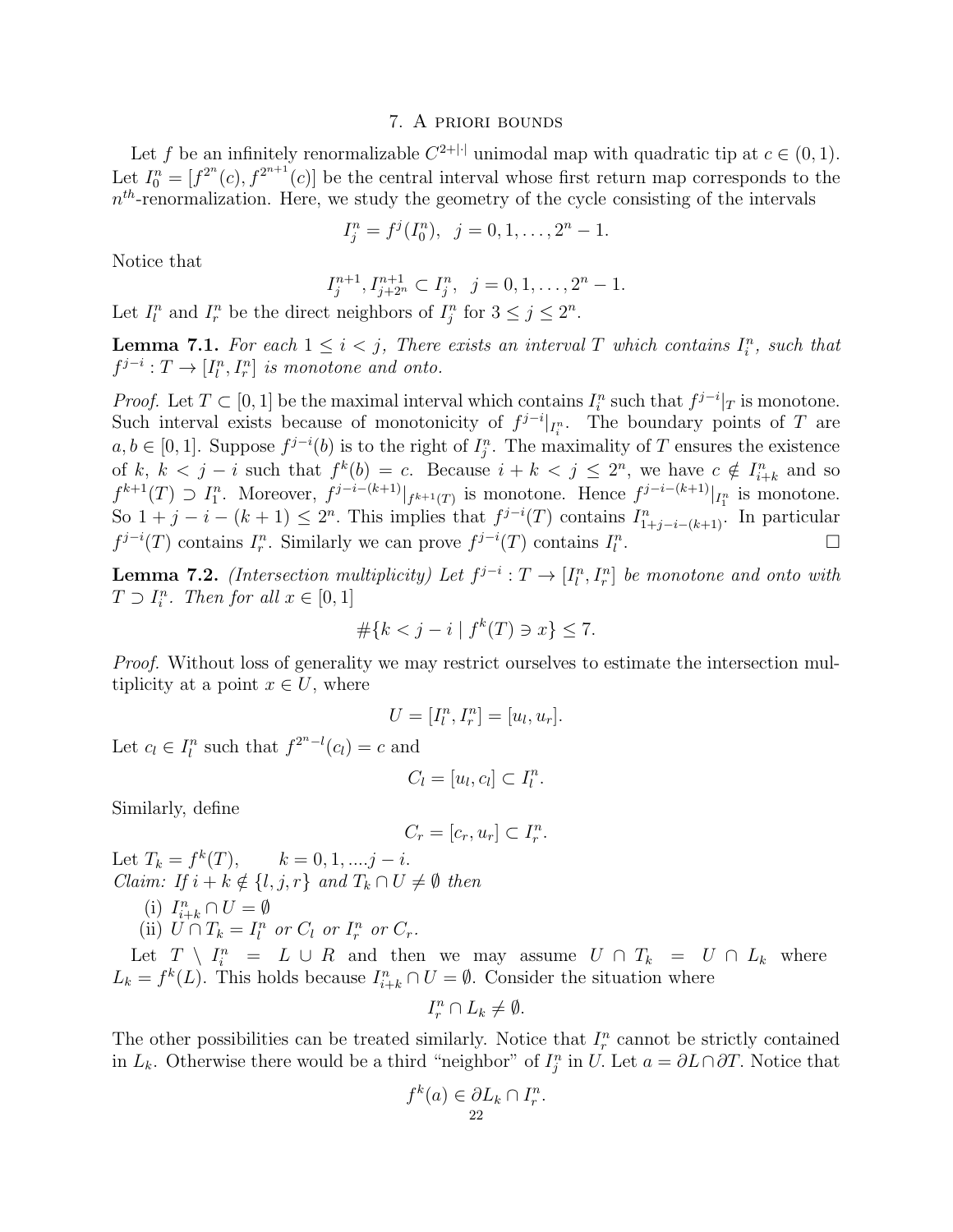## 7. A priori bounds

Let $f$ be an infinitely renormalizable $C^{2+|\cdot|}$ unimodal map with quadratic tip at $c \in (0,1)$. Let $I_0^n = [f^{2^n}(c), f^{2^{n+1}}(c)]$ be the central interval whose first return map corresponds to the $n^{th}$-renormalization. Here, we study the geometry of the cycle consisting of the intervals

$$I_j^n = f^j(I_0^n), \quad j = 0, 1, \ldots, 2^n - 1.$$

Notice that

$$I_j^{n+1}, I_{j+2^n}^{n+1} \subset I_j^n, \quad j = 0, 1, \ldots, 2^n - 1.$$

Let $I_l^n$ and $I_r^n$ be the direct neighbors of $I_j^n$ for $3 \le j \le 2^n$.

**Lemma 7.1.** *For each $1 \le i < j$, There exists an interval $T$ which contains $I_i^n$, such that $f^{j-i}: T \to [I_l^n, I_r^n]$ is monotone and onto.*

*Proof.* Let $T \subset [0,1]$ be the maximal interval which contains $I_i^n$ such that $f^{j-i}|_T$ is monotone. Such interval exists because of monotonicity of $f^{j-i}|_{I_i^n}$. The boundary points of $T$ are $a, b \in [0,1]$. Suppose $f^{j-i}(b)$ is to the right of $I_j^n$. The maximality of $T$ ensures the existence of $k$, $k < j-i$ such that $f^k(b) = c$. Because $i + k < j \le 2^n$, we have $c \notin I_{i+k}^n$ and so $f^{k+1}(T) \supset I_1^n$. Moreover, $f^{j-i-(k+1)}|_{f^{k+1}(T)}$ is monotone. Hence $f^{j-i-(k+1)}|_{I_1^n}$ is monotone. So $1 + j - i - (k+1) \le 2^n$. This implies that $f^{j-i}(T)$ contains $I_{1+j-i-(k+1)}^n$. In particular $f^{j-i}(T)$ contains $I_r^n$. Similarly we can prove $f^{j-i}(T)$ contains $I_l^n$. $\square$

**Lemma 7.2.** *(Intersection multiplicity) Let $f^{j-i}: T \to [I_l^n, I_r^n]$ be monotone and onto with $T \supset I_i^n$. Then for all $x \in [0,1]$*

$$\#\{k < j - i \mid f^k(T) \ni x\} \le 7.$$

*Proof.* Without loss of generality we may restrict ourselves to estimate the intersection multiplicity at a point $x \in U$, where

$$U = [I_l^n, I_r^n] = [u_l, u_r].$$

Let $c_l \in I_l^n$ such that $f^{2^n - l}(c_l) = c$ and

$$C_l = [u_l, c_l] \subset I_l^n.$$

Similarly, define

$$C_r = [c_r, u_r] \subset I_r^n.$$

Let $T_k = f^k(T), \qquad k = 0, 1, \ldots. j - i.$

*Claim: If $i + k \notin \{l, j, r\}$ and $T_k \cap U \neq \emptyset$ then*

(i) $I_{i+k}^n \cap U = \emptyset$

(ii) $U \cap T_k = I_l^n$ *or* $C_l$ *or* $I_r^n$ *or* $C_r$.

Let $T \setminus I_i^n = L \cup R$ and then we may assume $U \cap T_k = U \cap L_k$ where $L_k = f^k(L)$. This holds because $I_{i+k}^n \cap U = \emptyset$. Consider the situation where

$$I_r^n \cap L_k \neq \emptyset.$$

The other possibilities can be treated similarly. Notice that $I_r^n$ cannot be strictly contained in $L_k$. Otherwise there would be a third "neighbor" of $I_j^n$ in $U$. Let $a = \partial L \cap \partial T$. Notice that

$$f^k(a) \in \partial L_k \cap I_r^n.$$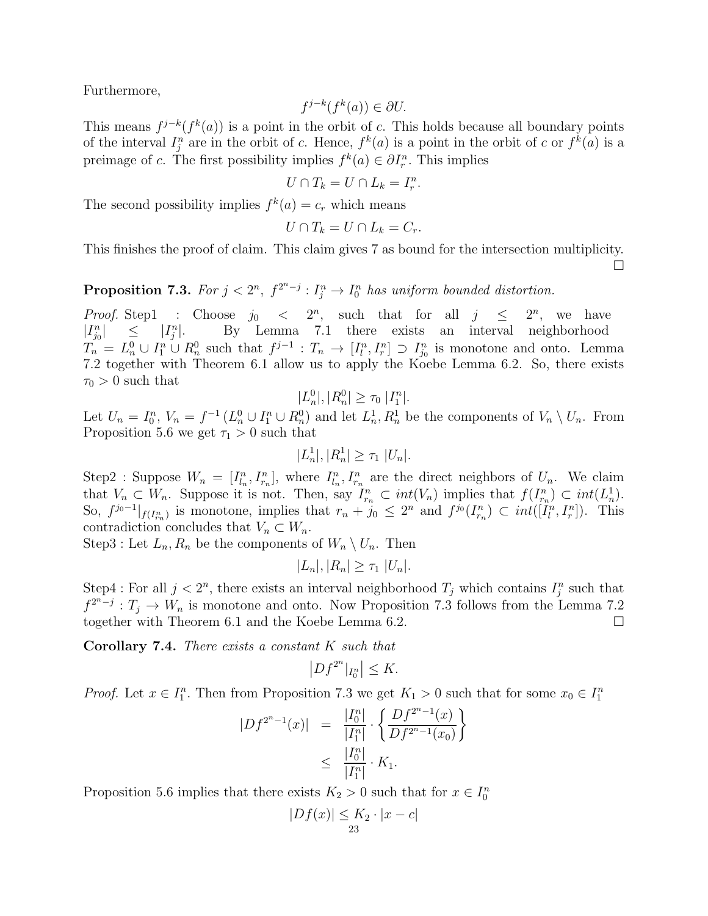Furthermore,

$$f^{j-k}(f^k(a)) \in \partial U.$$

This means $f^{j-k}(f^k(a))$ is a point in the orbit of $c$. This holds because all boundary points of the interval $I_j^n$ are in the orbit of $c$. Hence, $f^k(a)$ is a point in the orbit of $c$ or $f^k(a)$ is a preimage of $c$. The first possibility implies $f^k(a) \in \partial I_r^n$. This implies

$$U \cap T_k = U \cap L_k = I_r^n.$$

The second possibility implies $f^k(a) = c_r$ which means

$$U \cap T_k = U \cap L_k = C_r.$$

This finishes the proof of claim. This claim gives 7 as bound for the intersection multiplicity. $\square$

**Proposition 7.3.** *For $j < 2^n$, $f^{2^n - j} : I_j^n \to I_0^n$ has uniform bounded distortion.*

*Proof.* Step1 : Choose $j_0 < 2^n$, such that for all $j \leq 2^n$, we have $|I_{j_0}^n| \leq |I_j^n|$. By Lemma 7.1 there exists an interval neighborhood $T_n = L_n^0 \cup I_1^n \cup R_n^0$ such that $f^{j-1} : T_n \to [I_l^n, I_r^n] \supset I_{j_0}^n$ is monotone and onto. Lemma 7.2 together with Theorem 6.1 allow us to apply the Koebe Lemma 6.2. So, there exists $\tau_0 > 0$ such that

$$|L_n^0|, |R_n^0| \geq \tau_0 \; |I_1^n|.$$

Let $U_n = I_0^n$, $V_n = f^{-1}\left(L_n^0 \cup I_1^n \cup R_n^0\right)$ and let $L_n^1, R_n^1$ be the components of $V_n \setminus U_n$. From Proposition 5.6 we get $\tau_1 > 0$ such that

$$|L_n^1|, |R_n^1| \geq \tau_1 \; |U_n|.$$

Step2 : Suppose $W_n = [I_{l_n}^n, I_{r_n}^n]$, where $I_{l_n}^n, I_{r_n}^n$ are the direct neighbors of $U_n$. We claim that $V_n \subset W_n$. Suppose it is not. Then, say $I_{r_n}^n \subset int(V_n)$ implies that $f(I_{r_n}^n) \subset int(L_n^1)$. So, $f^{j_0 - 1}|_{f(I_{r_n}^n)}$ is monotone, implies that $r_n + j_0 \leq 2^n$ and $f^{j_0}(I_{r_n}^n) \subset int([I_l^n, I_r^n])$. This contradiction concludes that $V_n \subset W_n$.

Step3 : Let $L_n, R_n$ be the components of $W_n \setminus U_n$. Then

$$|L_n|, |R_n| \geq \tau_1 \; |U_n|.$$

Step4 : For all $j < 2^n$, there exists an interval neighborhood $T_j$ which contains $I_j^n$ such that $f^{2^n - j} : T_j \to W_n$ is monotone and onto. Now Proposition 7.3 follows from the Lemma 7.2 together with Theorem 6.1 and the Koebe Lemma 6.2. $\square$

**Corollary 7.4.** *There exists a constant $K$ such that*

$$\left|Df^{2^n}|_{I_0^n}\right| \leq K.$$

*Proof.* Let $x \in I_1^n$. Then from Proposition 7.3 we get $K_1 > 0$ such that for some $x_0 \in I_1^n$

$$\begin{aligned} |Df^{2^n - 1}(x)| &= \frac{|I_0^n|}{|I_1^n|} \cdot \left\{ \frac{Df^{2^n-1}(x)}{Df^{2^n-1}(x_0)} \right\} \\ &\leq \frac{|I_0^n|}{|I_1^n|} \cdot K_1. \end{aligned}$$

Proposition 5.6 implies that there exists $K_2 > 0$ such that for $x \in I_0^n$

$$|Df(x)| \leq K_2 \cdot |x - c|$$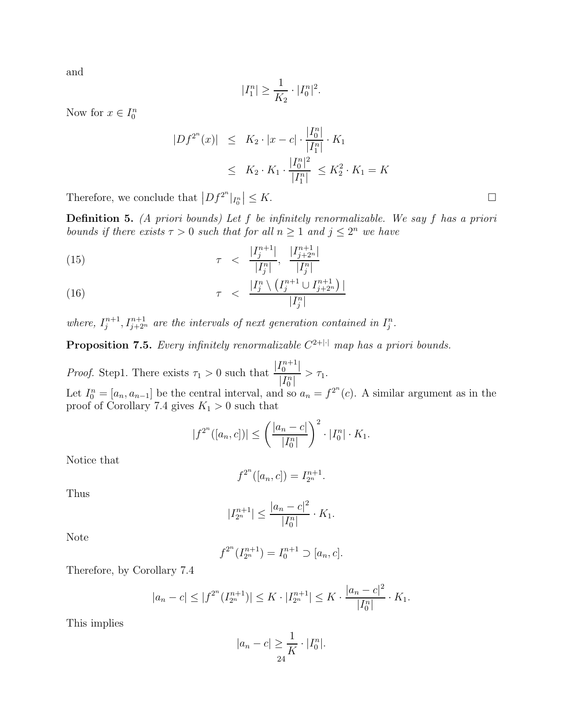and

$$|I_1^n| \geq \frac{1}{K_2} \cdot |I_0^n|^2.$$

Now for $x \in I_0^n$

$$\begin{aligned}
|Df^{2^n}(x)| &\leq K_2 \cdot |x - c| \cdot \frac{|I_0^n|}{|I_1^n|} \cdot K_1 \\
&\leq K_2 \cdot K_1 \cdot \frac{|I_0^n|^2}{|I_1^n|} \leq K_2^2 \cdot K_1 = K
\end{aligned}$$

Therefore, we conclude that $\left|Df^{2^n}|_{I_0^n}\right| \leq K$. $\square$

**Definition 5.** *(A priori bounds) Let $f$ be infinitely renormalizable. We say $f$ has a priori bounds if there exists $\tau > 0$ such that for all $n \geq 1$ and $j \leq 2^n$ we have*

$$\tau < \frac{|I_j^{n+1}|}{|I_j^n|}, \ \frac{|I_{j+2^n}^{n+1}|}{|I_j^n|} \tag{15}$$

$$\tau < \frac{|I_j^n \setminus \left(I_j^{n+1} \cup I_{j+2^n}^{n+1}\right)|}{|I_j^n|} \tag{16}$$

*where, $I_j^{n+1}, I_{j+2^n}^{n+1}$ are the intervals of next generation contained in $I_j^n$.*

**Proposition 7.5.** *Every infinitely renormalizable $C^{2+|\cdot|}$ map has a priori bounds.*

*Proof.* Step1. There exists $\tau_1 > 0$ such that $\dfrac{|I_0^{n+1}|}{|I_0^n|} > \tau_1$.

Let $I_0^n = [a_n, a_{n-1}]$ be the central interval, and so $a_n = f^{2^n}(c)$. A similar argument as in the proof of Corollary 7.4 gives $K_1 > 0$ such that

$$|f^{2^n}([a_n, c])| \leq \left(\frac{|a_n - c|}{|I_0^n|}\right)^2 \cdot |I_0^n| \cdot K_1.$$

Notice that

$$f^{2^n}([a_n, c]) = I_{2^n}^{n+1}.$$

Thus

$$|I_{2^n}^{n+1}| \leq \frac{|a_n - c|^2}{|I_0^n|} \cdot K_1.$$

Note

$$f^{2^n}(I_{2^n}^{n+1}) = I_0^{n+1} \supset [a_n, c].$$

Therefore, by Corollary 7.4

$$|a_n - c| \leq |f^{2^n}(I_{2^n}^{n+1})| \leq K \cdot |I_{2^n}^{n+1}| \leq K \cdot \frac{|a_n - c|^2}{|I_0^n|} \cdot K_1.$$

This implies

$$|a_n - c| \geq \frac{1}{K} \cdot |I_0^n|.$$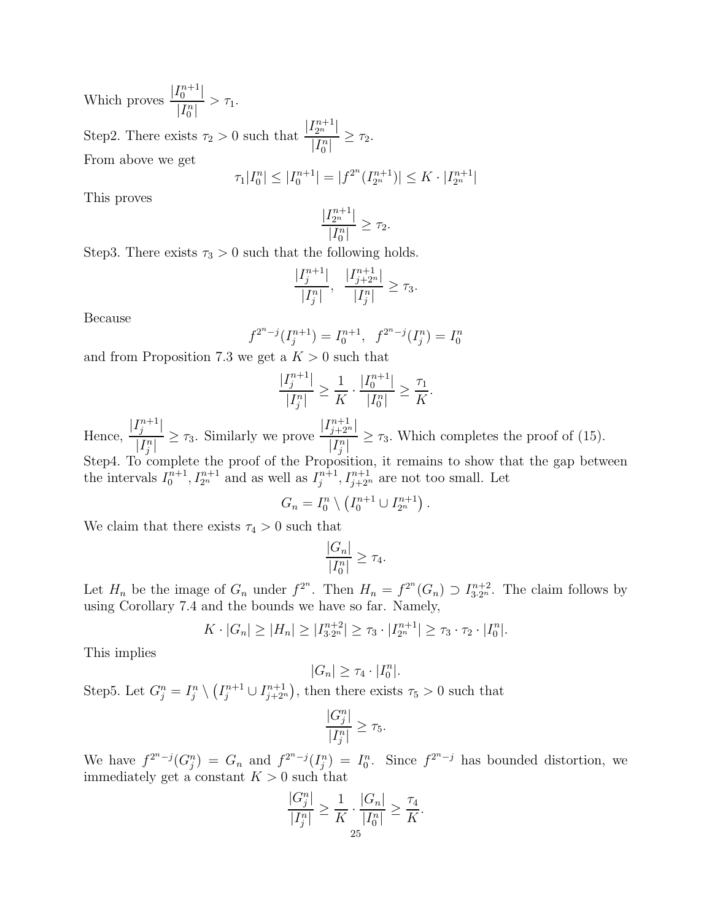Which proves $\dfrac{|I_0^{n+1}|}{|I_0^n|} > \tau_1$.

Step2. There exists $\tau_2 > 0$ such that $\dfrac{|I_{2^n}^{n+1}|}{|I_0^n|} \geq \tau_2$.

From above we get

$$\tau_1 |I_0^n| \leq |I_0^{n+1}| = |f^{2^n}(I_{2^n}^{n+1})| \leq K \cdot |I_{2^n}^{n+1}|$$

This proves

$$\frac{|I_{2^n}^{n+1}|}{|I_0^n|} \geq \tau_2.$$

Step3. There exists $\tau_3 > 0$ such that the following holds.

$$\frac{|I_j^{n+1}|}{|I_j^n|}, \;\; \frac{|I_{j+2^n}^{n+1}|}{|I_j^n|} \geq \tau_3.$$

Because

$$f^{2^n - j}(I_j^{n+1}) = I_0^{n+1}, \;\; f^{2^n-j}(I_j^n) = I_0^n$$

and from Proposition 7.3 we get a $K > 0$ such that

$$\frac{|I_j^{n+1}|}{|I_j^n|} \geq \frac{1}{K} \cdot \frac{|I_0^{n+1}|}{|I_0^n|} \geq \frac{\tau_1}{K}.$$

Hence, $\dfrac{|I_j^{n+1}|}{|I_j^n|} \geq \tau_3$. Similarly we prove $\dfrac{|I_{j+2^n}^{n+1}|}{|I_j^n|} \geq \tau_3$. Which completes the proof of (15).

Step4. To complete the proof of the Proposition, it remains to show that the gap between the intervals $I_0^{n+1}, I_{2^n}^{n+1}$ and as well as $I_j^{n+1}, I_{j+2^n}^{n+1}$ are not too small. Let

$$G_n = I_0^n \setminus \left(I_0^{n+1} \cup I_{2^n}^{n+1}\right).$$

We claim that there exists $\tau_4 > 0$ such that

$$\frac{|G_n|}{|I_0^n|} \geq \tau_4.$$

Let $H_n$ be the image of $G_n$ under $f^{2^n}$. Then $H_n = f^{2^n}(G_n) \supset I_{3\cdot 2^n}^{n+2}$. The claim follows by using Corollary 7.4 and the bounds we have so far. Namely,

$$K \cdot |G_n| \geq |H_n| \geq |I_{3\cdot 2^n}^{n+2}| \geq \tau_3 \cdot |I_{2^n}^{n+1}| \geq \tau_3 \cdot \tau_2 \cdot |I_0^n|.$$

This implies

$$|G_n| \geq \tau_4 \cdot |I_0^n|.$$

Step5. Let $G_j^n = I_j^n \setminus \left(I_j^{n+1} \cup I_{j+2^n}^{n+1}\right)$, then there exists $\tau_5 > 0$ such that

$$\frac{|G_j^n|}{|I_j^n|} \geq \tau_5.$$

We have $f^{2^n-j}(G_j^n) = G_n$ and $f^{2^n-j}(I_j^n) = I_0^n$. Since $f^{2^n-j}$ has bounded distortion, we immediately get a constant $K > 0$ such that

$$\frac{|G_j^n|}{|I_j^n|} \geq \frac{1}{K} \cdot \frac{|G_n|}{|I_0^n|} \geq \frac{\tau_4}{K}.$$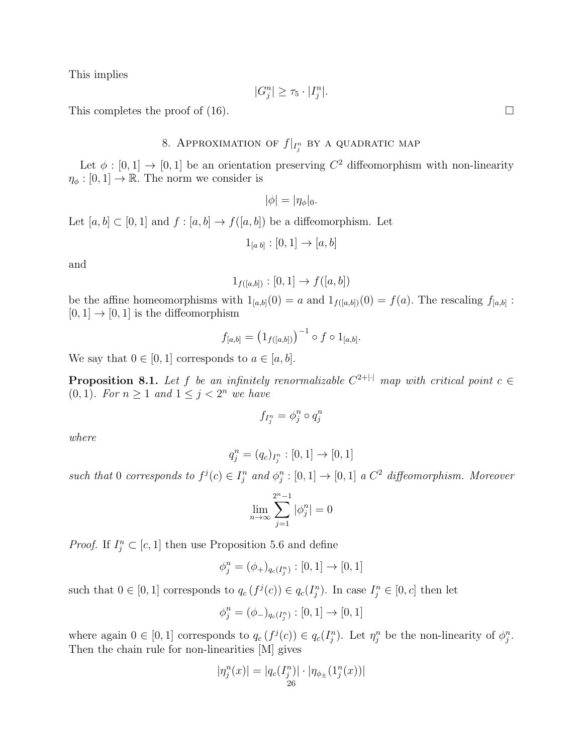This implies

$$|G_j^n| \geq \tau_5 \cdot |I_j^n|.$$

This completes the proof of (16). $\square$

## 8. Approximation of $f|_{I_j^n}$ by a quadratic map

Let $\phi : [0,1] \to [0,1]$ be an orientation preserving $C^2$ diffeomorphism with non-linearity $\eta_\phi : [0,1] \to \mathbb{R}$. The norm we consider is

$$|\phi| = |\eta_\phi|_0.$$

Let $[a,b] \subset [0,1]$ and $f : [a,b] \to f([a,b])$ be a diffeomorphism. Let

$$1_{[a\ b]} : [0,1] \to [a,b]$$

and

$$1_{f([a,b])} : [0,1] \to f([a,b])$$

be the affine homeomorphisms with $1_{[a,b]}(0) = a$ and $1_{f([a,b])}(0) = f(a)$. The rescaling $f_{[a,b]} : [0,1] \to [0,1]$ is the diffeomorphism

$$f_{[a,b]} = \left(1_{f([a,b])}\right)^{-1} \circ f \circ 1_{[a,b]}.$$

We say that $0 \in [0,1]$ corresponds to $a \in [a,b]$.

**Proposition 8.1.** *Let $f$ be an infinitely renormalizable $C^{2+|\cdot|}$ map with critical point $c \in (0,1)$. For $n \geq 1$ and $1 \leq j < 2^n$ we have*

$$f_{I_j^n} = \phi_j^n \circ q_j^n$$

*where*

$$q_j^n = (q_c)_{I_j^n} : [0,1] \to [0,1]$$

*such that $0$ corresponds to $f^j(c) \in I_j^n$ and $\phi_j^n : [0,1] \to [0,1]$ a $C^2$ diffeomorphism. Moreover*

$$\lim_{n\to\infty} \sum_{j=1}^{2^n-1} |\phi_j^n| = 0$$

*Proof.* If $I_j^n \subset [c,1]$ then use Proposition 5.6 and define

$$\phi_j^n = (\phi_+)_{q_c(I_j^n)} : [0,1] \to [0,1]$$

such that $0 \in [0,1]$ corresponds to $q_c\left(f^j(c)\right) \in q_c(I_j^n)$. In case $I_j^n \in [0,c]$ then let

$$\phi_j^n = (\phi_-)_{q_c(I_j^n)} : [0,1] \to [0,1]$$

where again $0 \in [0,1]$ corresponds to $q_c\left(f^j(c)\right) \in q_c(I_j^n)$. Let $\eta_j^n$ be the non-linearity of $\phi_j^n$. Then the chain rule for non-linearities [M] gives

$$|\eta_j^n(x)| = |q_c(I_j^n)| \cdot |\eta_{\phi_\pm}(1_j^n(x))|$$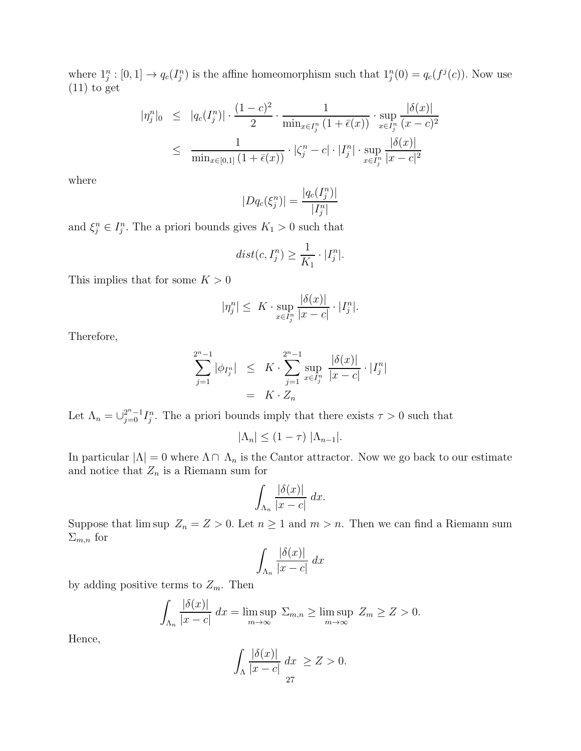where $1^n_j : [0,1] \to q_c(I^n_j)$ is the affine homeomorphism such that $1^n_j(0) = q_c(f^j(c))$. Now use (11) to get

$$
\begin{aligned}
|\eta^n_j|_0 &\le |q_c(I^n_j)| \cdot \frac{(1-c)^2}{2} \cdot \frac{1}{\min_{x \in I^n_j}(1+\bar{\epsilon}(x))} \cdot \sup_{x \in I^n_j} \frac{|\delta(x)|}{(x-c)^2} \\
&\le \frac{1}{\min_{x \in [0,1]}(1+\bar{\epsilon}(x))} \cdot |\zeta^n_j - c| \cdot |I^n_j| \cdot \sup_{x \in I^n_j} \frac{|\delta(x)|}{|x-c|^2}
\end{aligned}
$$

where

$$
|Dq_c(\xi^n_j)| = \frac{|q_c(I^n_j)|}{|I^n_j|}
$$

and $\xi^n_j \in I^n_j$. The a priori bounds gives $K_1 > 0$ such that

$$
dist(c, I^n_j) \ge \frac{1}{K_1} \cdot |I^n_j|.
$$

This implies that for some $K > 0$

$$
|\eta^n_j| \le K \cdot \sup_{x \in I^n_j} \frac{|\delta(x)|}{|x-c|} \cdot |I^n_j|.
$$

Therefore,

$$
\begin{aligned}
\sum_{j=1}^{2^n-1} |\phi_{I^n_j}| &\le K \cdot \sum_{j=1}^{2^n-1} \sup_{x \in I^n_j} \frac{|\delta(x)|}{|x-c|} \cdot |I^n_j| \\
&= K \cdot Z_n
\end{aligned}
$$

Let $\Lambda_n = \cup_{j=0}^{2^n-1} I^n_j$. The a priori bounds imply that there exists $\tau > 0$ such that

$$
|\Lambda_n| \le (1-\tau)\, |\Lambda_{n-1}|.
$$

In particular $|\Lambda| = 0$ where $\Lambda \cap\ \Lambda_n$ is the Cantor attractor. Now we go back to our estimate and notice that $Z_n$ is a Riemann sum for

$$
\int_{\Lambda_n} \frac{|\delta(x)|}{|x-c|}\, dx.
$$

Suppose that $\limsup\ Z_n = Z > 0$. Let $n \ge 1$ and $m > n$. Then we can find a Riemann sum $\Sigma_{m,n}$ for

$$
\int_{\Lambda_n} \frac{|\delta(x)|}{|x-c|}\, dx
$$

by adding positive terms to $Z_m$. Then

$$
\int_{\Lambda_n} \frac{|\delta(x)|}{|x-c|}\, dx = \limsup_{m \to \infty}\ \Sigma_{m,n} \ge \limsup_{m \to \infty}\ Z_m \ge Z > 0.
$$

Hence,

$$
\int_{\Lambda} \frac{|\delta(x)|}{|x-c|}\, dx\ \ge Z > 0.
$$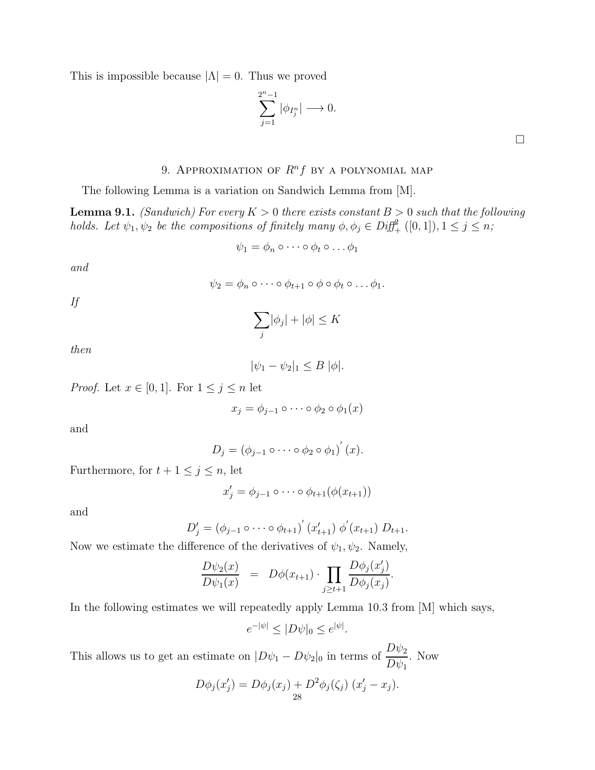This is impossible because $|\Lambda| = 0$. Thus we proved

$$\sum_{j=1}^{2^n-1} |\phi_{I_j^n}| \longrightarrow 0.$$

$\square$

## 9. Approximation of $R^n f$ by a polynomial map

The following Lemma is a variation on Sandwich Lemma from [M].

**Lemma 9.1.** *(Sandwich) For every $K > 0$ there exists constant $B > 0$ such that the following holds. Let $\psi_1, \psi_2$ be the compositions of finitely many $\phi, \phi_j \in Diff_+^2([0,1]), 1 \le j \le n$;*

$$\psi_1 = \phi_n \circ \cdots \circ \phi_t \circ \ldots \phi_1$$

*and*

$$\psi_2 = \phi_n \circ \cdots \circ \phi_{t+1} \circ \phi \circ \phi_t \circ \ldots \phi_1.$$

*If*

$$\sum_j |\phi_j| + |\phi| \le K$$

*then*

$$|\psi_1 - \psi_2|_1 \le B\ |\phi|.$$

*Proof.* Let $x \in [0,1]$. For $1 \le j \le n$ let

$$x_j = \phi_{j-1} \circ \cdots \circ \phi_2 \circ \phi_1(x)$$

and

$$D_j = \left(\phi_{j-1} \circ \cdots \circ \phi_2 \circ \phi_1\right)'(x).$$

Furthermore, for $t+1 \le j \le n$, let

$$x_j' = \phi_{j-1} \circ \cdots \circ \phi_{t+1}(\phi(x_{t+1}))$$

and

$$D_j' = \left(\phi_{j-1} \circ \cdots \circ \phi_{t+1}\right)'(x_{t+1}')\ \phi'(x_{t+1})\ D_{t+1}.$$

Now we estimate the difference of the derivatives of $\psi_1, \psi_2$. Namely,

$$\frac{D\psi_2(x)}{D\psi_1(x)} \;=\; D\phi(x_{t+1}) \cdot \prod_{j \ge t+1} \frac{D\phi_j(x_j')}{D\phi_j(x_j)}.$$

In the following estimates we will repeatedly apply Lemma 10.3 from [M] which says,

$$e^{-|\psi|} \le |D\psi|_0 \le e^{|\psi|}.$$

This allows us to get an estimate on $|D\psi_1 - D\psi_2|_0$ in terms of $\dfrac{D\psi_2}{D\psi_1}$. Now

$$D\phi_j(x_j') = D\phi_j(x_j) + D^2\phi_j(\zeta_j)\ (x_j' - x_j).$$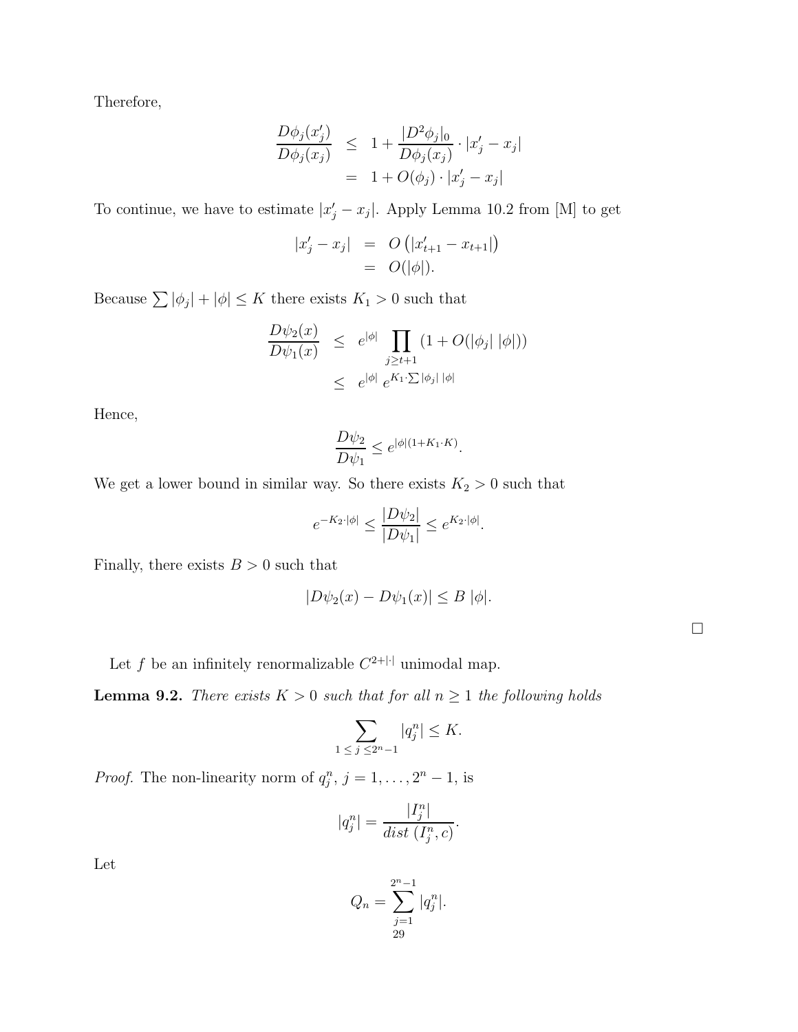Therefore,

$$
\begin{aligned}
\frac{D\phi_j(x'_j)}{D\phi_j(x_j)} &\leq 1 + \frac{|D^2\phi_j|_0}{D\phi_j(x_j)} \cdot |x'_j - x_j| \\
&= 1 + O(\phi_j) \cdot |x'_j - x_j|
\end{aligned}
$$

To continue, we have to estimate $|x'_j - x_j|$. Apply Lemma 10.2 from [M] to get

$$
\begin{aligned}
|x'_j - x_j| &= O\left(|x'_{t+1} - x_{t+1}|\right) \\
&= O(|\phi|).
\end{aligned}
$$

Because $\sum |\phi_j| + |\phi| \leq K$ there exists $K_1 > 0$ such that

$$
\begin{aligned}
\frac{D\psi_2(x)}{D\psi_1(x)} &\leq e^{|\phi|} \prod_{j \geq t+1} (1 + O(|\phi_j| \; |\phi|)) \\
&\leq e^{|\phi|} \; e^{K_1 \cdot \sum |\phi_j| \; |\phi|}
\end{aligned}
$$

Hence,

$$
\frac{D\psi_2}{D\psi_1} \leq e^{|\phi|(1 + K_1 \cdot K)}.
$$

We get a lower bound in similar way. So there exists $K_2 > 0$ such that

$$
e^{-K_2 \cdot |\phi|} \leq \frac{|D\psi_2|}{|D\psi_1|} \leq e^{K_2 \cdot |\phi|}.
$$

Finally, there exists $B > 0$ such that

$$
|D\psi_2(x) - D\psi_1(x)| \leq B \; |\phi|.
$$

□

Let $f$ be an infinitely renormalizable $C^{2+|\cdot|}$ unimodal map.

**Lemma 9.2.** *There exists $K > 0$ such that for all $n \geq 1$ the following holds*

$$
\sum_{1 \leq j \leq 2^n - 1} |q^n_j| \leq K.
$$

*Proof.* The non-linearity norm of $q^n_j$, $j = 1, \dots, 2^n - 1$, is

$$
|q^n_j| = \frac{|I^n_j|}{dist \; (I^n_j, c)}.
$$

Let

$$
Q_n = \sum_{j=1}^{2^n - 1} |q^n_j|.
$$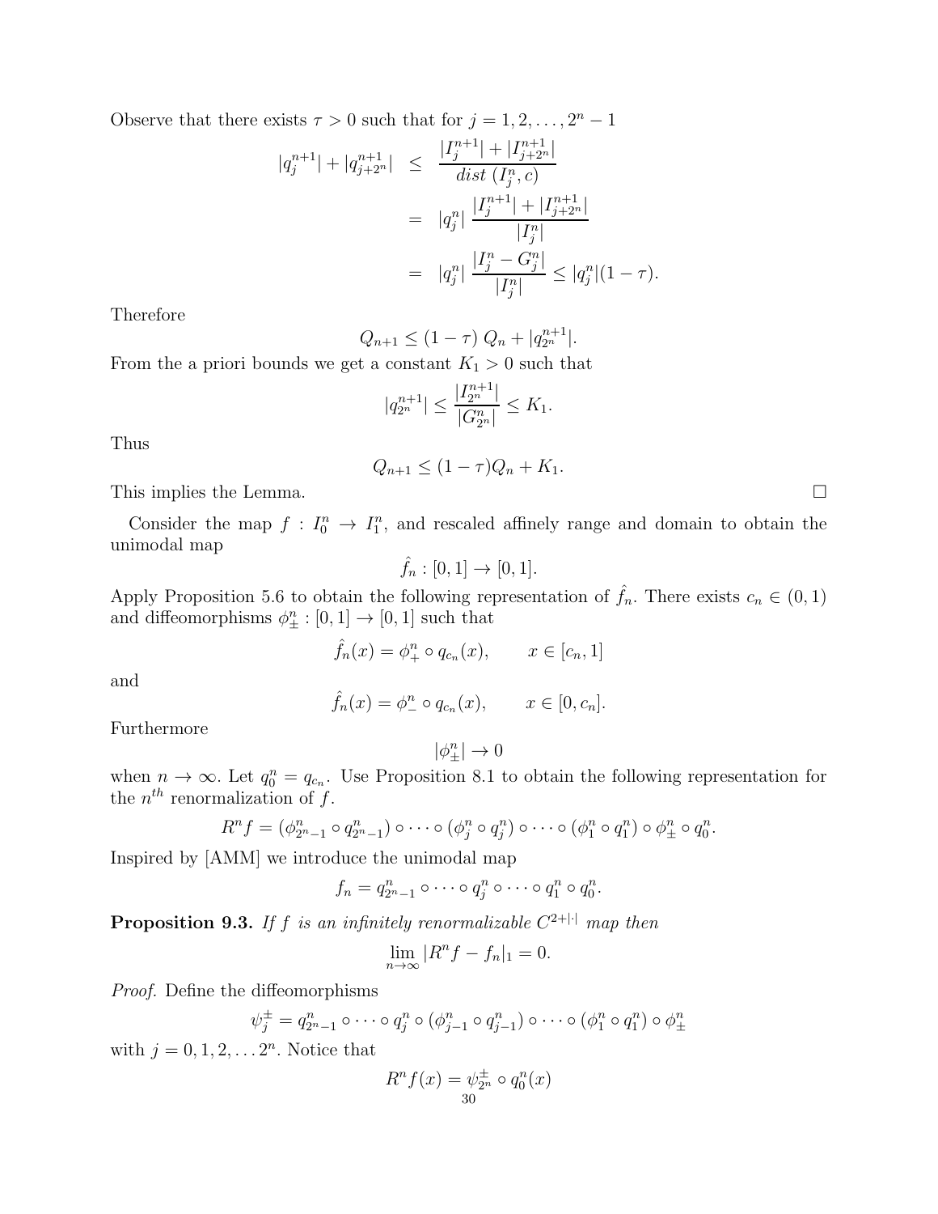Observe that there exists $\tau > 0$ such that for $j = 1, 2, \ldots, 2^n - 1$

$$
\begin{aligned}
|q_j^{n+1}| + |q_{j+2^n}^{n+1}| &\leq \frac{|I_j^{n+1}| + |I_{j+2^n}^{n+1}|}{dist\ (I_j^n, c)} \\
&= |q_j^n| \ \frac{|I_j^{n+1}| + |I_{j+2^n}^{n+1}|}{|I_j^n|} \\
&= |q_j^n| \ \frac{|I_j^n - G_j^n|}{|I_j^n|} \leq |q_j^n|(1-\tau).
\end{aligned}
$$

Therefore

$$
Q_{n+1} \leq (1-\tau)\ Q_n + |q_{2^n}^{n+1}|.
$$

From the a priori bounds we get a constant $K_1 > 0$ such that

$$
|q_{2^n}^{n+1}| \leq \frac{|I_{2^n}^{n+1}|}{|G_{2^n}^n|} \leq K_1.
$$

Thus

$$
Q_{n+1} \leq (1-\tau) Q_n + K_1.
$$

This implies the Lemma. □

Consider the map $f : I_0^n \to I_1^n$, and rescaled affinely range and domain to obtain the unimodal map

$$
\hat{f}_n : [0,1] \to [0,1].
$$

Apply Proposition 5.6 to obtain the following representation of $\hat{f}_n$. There exists $c_n \in (0,1)$ and diffeomorphisms $\phi_\pm^n : [0,1] \to [0,1]$ such that

$$
\hat{f}_n(x) = \phi_+^n \circ q_{c_n}(x), \qquad x \in [c_n, 1]
$$

and

$$
\hat{f}_n(x) = \phi_-^n \circ q_{c_n}(x), \qquad x \in [0, c_n].
$$

Furthermore

$$
|\phi_\pm^n| \to 0
$$

when $n \to \infty$. Let $q_0^n = q_{c_n}$. Use Proposition 8.1 to obtain the following representation for the $n^{th}$ renormalization of $f$.

$$
R^n f = (\phi_{2^n-1}^n \circ q_{2^n-1}^n) \circ \cdots \circ (\phi_j^n \circ q_j^n) \circ \cdots \circ (\phi_1^n \circ q_1^n) \circ \phi_\pm^n \circ q_0^n.
$$

Inspired by [AMM] we introduce the unimodal map

$$
f_n = q_{2^n-1}^n \circ \cdots \circ q_j^n \circ \cdots \circ q_1^n \circ q_0^n.
$$

**Proposition 9.3.** *If $f$ is an infinitely renormalizable $C^{2+|\cdot|}$ map then*

$$
\lim_{n\to\infty} |R^n f - f_n|_1 = 0.
$$

*Proof.* Define the diffeomorphisms

$$
\psi_j^\pm = q_{2^n-1}^n \circ \cdots \circ q_j^n \circ (\phi_{j-1}^n \circ q_{j-1}^n) \circ \cdots \circ (\phi_1^n \circ q_1^n) \circ \phi_\pm^n
$$

with $j = 0, 1, 2, \ldots 2^n$. Notice that

$$
R^n f(x) = \psi_{2^n}^\pm \circ q_0^n(x)
$$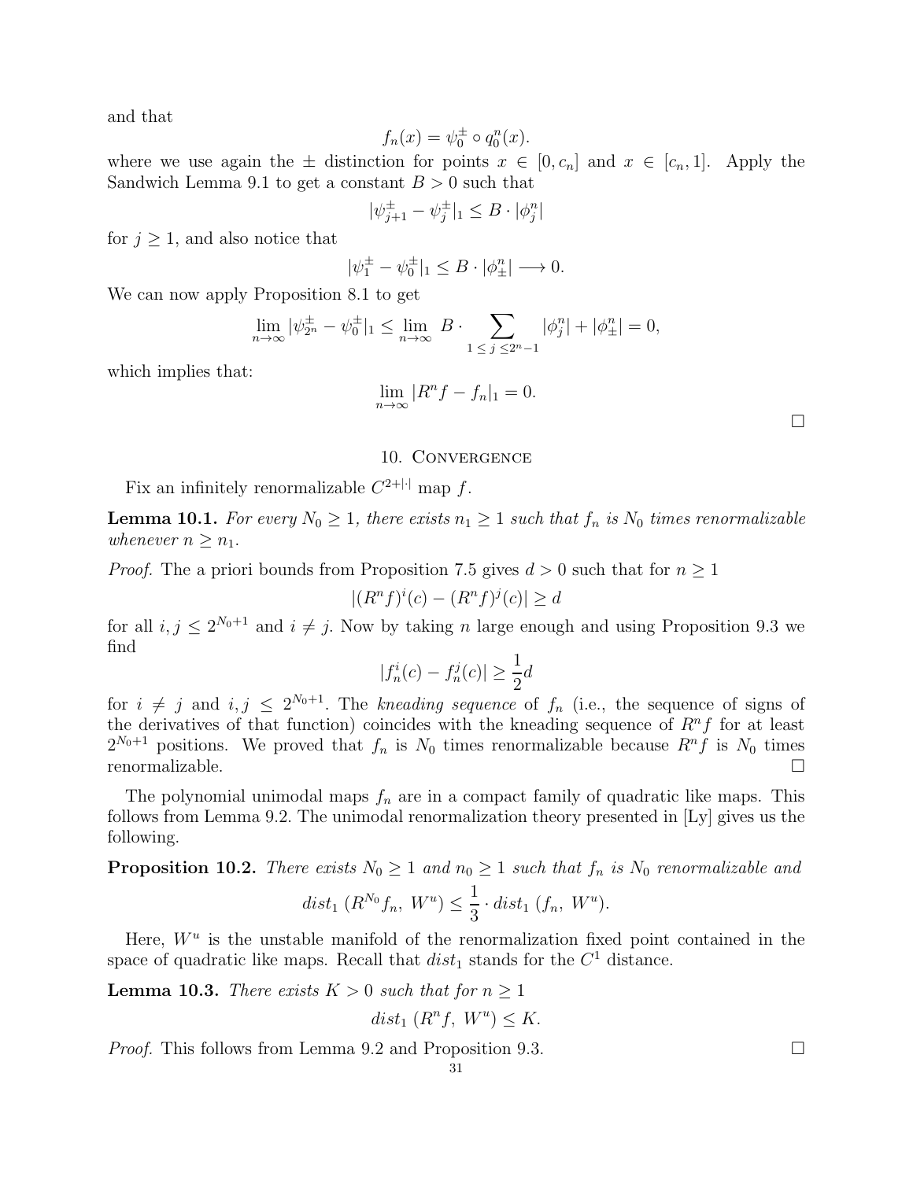and that

$$f_n(x) = \psi_0^{\pm} \circ q_0^n(x).$$

where we use again the $\pm$ distinction for points $x \in [0, c_n]$ and $x \in [c_n, 1]$. Apply the Sandwich Lemma 9.1 to get a constant $B > 0$ such that

$$|\psi_{j+1}^{\pm} - \psi_j^{\pm}|_1 \le B \cdot |\phi_j^n|$$

for $j \ge 1$, and also notice that

$$|\psi_1^{\pm} - \psi_0^{\pm}|_1 \le B \cdot |\phi_{\pm}^n| \longrightarrow 0.$$

We can now apply Proposition 8.1 to get

$$\lim_{n\to\infty} |\psi_{2^n}^{\pm} - \psi_0^{\pm}|_1 \le \lim_{n\to\infty} B \cdot \sum_{1 \le j \le 2^n - 1} |\phi_j^n| + |\phi_{\pm}^n| = 0,$$

which implies that:

$$\lim_{n\to\infty} |R^n f - f_n|_1 = 0.$$

□

## 10. Convergence

Fix an infinitely renormalizable $C^{2+|\cdot|}$ map $f$.

**Lemma 10.1.** *For every $N_0 \ge 1$, there exists $n_1 \ge 1$ such that $f_n$ is $N_0$ times renormalizable whenever $n \ge n_1$.*

*Proof.* The a priori bounds from Proposition 7.5 gives $d > 0$ such that for $n \ge 1$

$$|(R^n f)^i(c) - (R^n f)^j(c)| \ge d$$

for all $i, j \le 2^{N_0+1}$ and $i \ne j$. Now by taking $n$ large enough and using Proposition 9.3 we find

$$|f_n^i(c) - f_n^j(c)| \ge \frac{1}{2} d$$

for $i \ne j$ and $i, j \le 2^{N_0+1}$. The *kneading sequence* of $f_n$ (i.e., the sequence of signs of the derivatives of that function) coincides with the kneading sequence of $R^n f$ for at least $2^{N_0+1}$ positions. We proved that $f_n$ is $N_0$ times renormalizable because $R^n f$ is $N_0$ times renormalizable. □

The polynomial unimodal maps $f_n$ are in a compact family of quadratic like maps. This follows from Lemma 9.2. The unimodal renormalization theory presented in [Ly] gives us the following.

**Proposition 10.2.** *There exists $N_0 \ge 1$ and $n_0 \ge 1$ such that $f_n$ is $N_0$ renormalizable and*

$$dist_1 \, (R^{N_0} f_n, \, W^u) \le \frac{1}{3} \cdot dist_1 \, (f_n, \, W^u).$$

Here, $W^u$ is the unstable manifold of the renormalization fixed point contained in the space of quadratic like maps. Recall that $dist_1$ stands for the $C^1$ distance.

**Lemma 10.3.** *There exists $K > 0$ such that for $n \ge 1$*

$$dist_1 \, (R^n f, \, W^u) \le K.$$

*Proof.* This follows from Lemma 9.2 and Proposition 9.3. □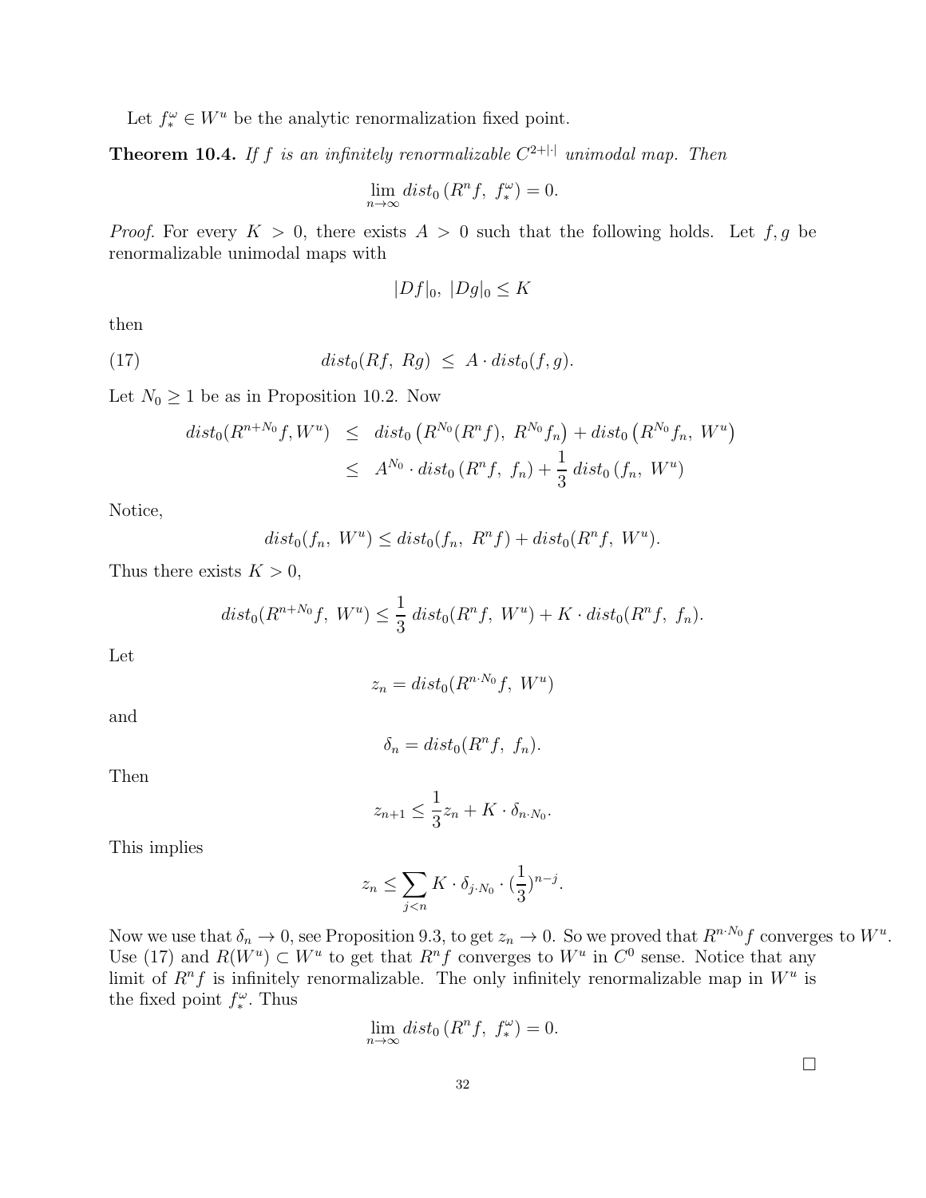Let $f_*^\omega \in W^u$ be the analytic renormalization fixed point.

**Theorem 10.4.** *If $f$ is an infinitely renormalizable $C^{2+|\cdot|}$ unimodal map. Then*

$$\lim_{n\to\infty} dist_0\left(R^n f,\ f_*^\omega\right) = 0.$$

*Proof.* For every $K > 0$, there exists $A > 0$ such that the following holds. Let $f, g$ be renormalizable unimodal maps with

$$|Df|_0,\ |Dg|_0 \leq K$$

then

$$dist_0(Rf,\ Rg)\ \leq\ A \cdot dist_0(f, g). \tag{17}$$

Let $N_0 \geq 1$ be as in Proposition 10.2. Now

$$\begin{aligned} dist_0(R^{n+N_0} f, W^u) &\leq\ dist_0\left(R^{N_0}(R^n f),\ R^{N_0} f_n\right) + dist_0\left(R^{N_0} f_n,\ W^u\right) \\ &\leq\ A^{N_0} \cdot dist_0\left(R^n f,\ f_n\right) + \frac{1}{3}\, dist_0\left(f_n,\ W^u\right) \end{aligned}$$

Notice,

$$dist_0(f_n,\ W^u) \leq dist_0(f_n,\ R^n f) + dist_0(R^n f,\ W^u).$$

Thus there exists $K > 0$,

$$dist_0(R^{n+N_0} f,\ W^u) \leq \frac{1}{3}\, dist_0(R^n f,\ W^u) + K \cdot dist_0(R^n f,\ f_n).$$

Let

$$z_n = dist_0(R^{n\cdot N_0} f,\ W^u)$$

and

$$\delta_n = dist_0(R^n f,\ f_n).$$

Then

$$z_{n+1} \leq \frac{1}{3} z_n + K \cdot \delta_{n \cdot N_0}.$$

This implies

$$z_n \leq \sum_{j<n} K \cdot \delta_{j\cdot N_0} \cdot \left(\frac{1}{3}\right)^{n-j}.$$

Now we use that $\delta_n \to 0$, see Proposition 9.3, to get $z_n \to 0$. So we proved that $R^{n\cdot N_0} f$ converges to $W^u$. Use (17) and $R(W^u) \subset W^u$ to get that $R^n f$ converges to $W^u$ in $C^0$ sense. Notice that any limit of $R^n f$ is infinitely renormalizable. The only infinitely renormalizable map in $W^u$ is the fixed point $f_*^\omega$. Thus

$$\lim_{n\to\infty} dist_0\left(R^n f,\ f_*^\omega\right) = 0.$$

□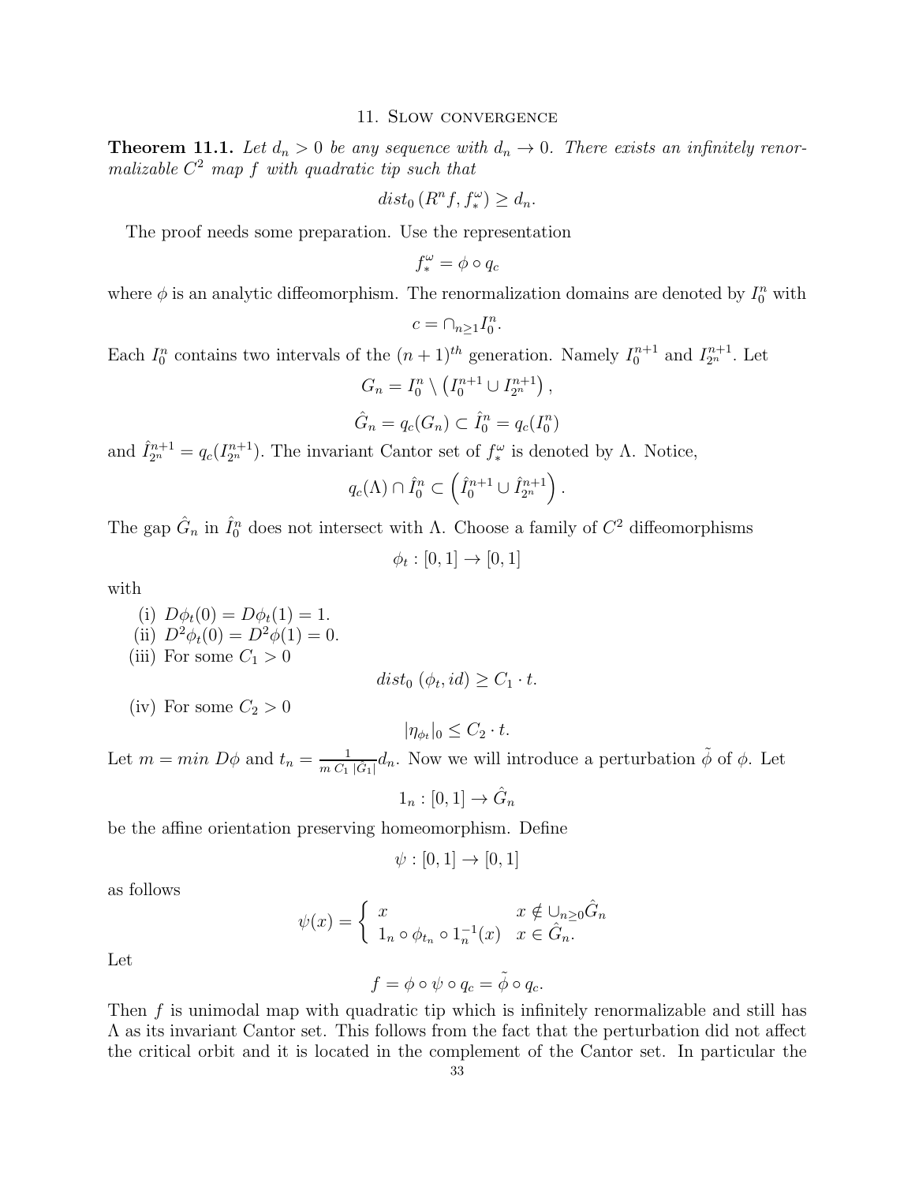## 11. Slow convergence

**Theorem 11.1.** *Let $d_n > 0$ be any sequence with $d_n \to 0$. There exists an infinitely renormalizable $C^2$ map $f$ with quadratic tip such that*

$$dist_0\left(R^n f, f_*^\omega\right) \geq d_n.$$

The proof needs some preparation. Use the representation

$$f_*^\omega = \phi \circ q_c$$

where $\phi$ is an analytic diffeomorphism. The renormalization domains are denoted by $I_0^n$ with

$$c = \cap_{n \geq 1} I_0^n.$$

Each $I_0^n$ contains two intervals of the $(n+1)^{th}$ generation. Namely $I_0^{n+1}$ and $I_{2^n}^{n+1}$. Let

$$G_n = I_0^n \setminus \left(I_0^{n+1} \cup I_{2^n}^{n+1}\right),$$

$$\hat{G}_n = q_c(G_n) \subset \hat{I}_0^n = q_c(I_0^n)$$

and $\hat{I}_{2^n}^{n+1} = q_c(I_{2^n}^{n+1})$. The invariant Cantor set of $f_*^\omega$ is denoted by $\Lambda$. Notice,

$$q_c(\Lambda) \cap \hat{I}_0^n \subset \left(\hat{I}_0^{n+1} \cup \hat{I}_{2^n}^{n+1}\right).$$

The gap $\hat{G}_n$ in $\hat{I}_0^n$ does not intersect with $\Lambda$. Choose a family of $C^2$ diffeomorphisms

$$\phi_t : [0,1] \to [0,1]$$

with

(i) $D\phi_t(0) = D\phi_t(1) = 1$.
(ii) $D^2\phi_t(0) = D^2\phi(1) = 0$.
(iii) For some $C_1 > 0$

$$dist_0\left(\phi_t, id\right) \geq C_1 \cdot t.$$

(iv) For some $C_2 > 0$

$$|\eta_{\phi_t}|_0 \leq C_2 \cdot t.$$

Let $m = min\ D\phi$ and $t_n = \frac{1}{m\ C_1\ |\hat{G}_1|} d_n$. Now we will introduce a perturbation $\tilde{\phi}$ of $\phi$. Let

$$1_n : [0,1] \to \hat{G}_n$$

be the affine orientation preserving homeomorphism. Define

$$\psi : [0,1] \to [0,1]$$

as follows

$$\psi(x) = \begin{cases} x & x \notin \cup_{n \geq 0} \hat{G}_n \\ 1_n \circ \phi_{t_n} \circ 1_n^{-1}(x) & x \in \hat{G}_n. \end{cases}$$

Let

$$f = \phi \circ \psi \circ q_c = \tilde{\phi} \circ q_c.$$

Then $f$ is unimodal map with quadratic tip which is infinitely renormalizable and still has $\Lambda$ as its invariant Cantor set. This follows from the fact that the perturbation did not affect the critical orbit and it is located in the complement of the Cantor set. In particular the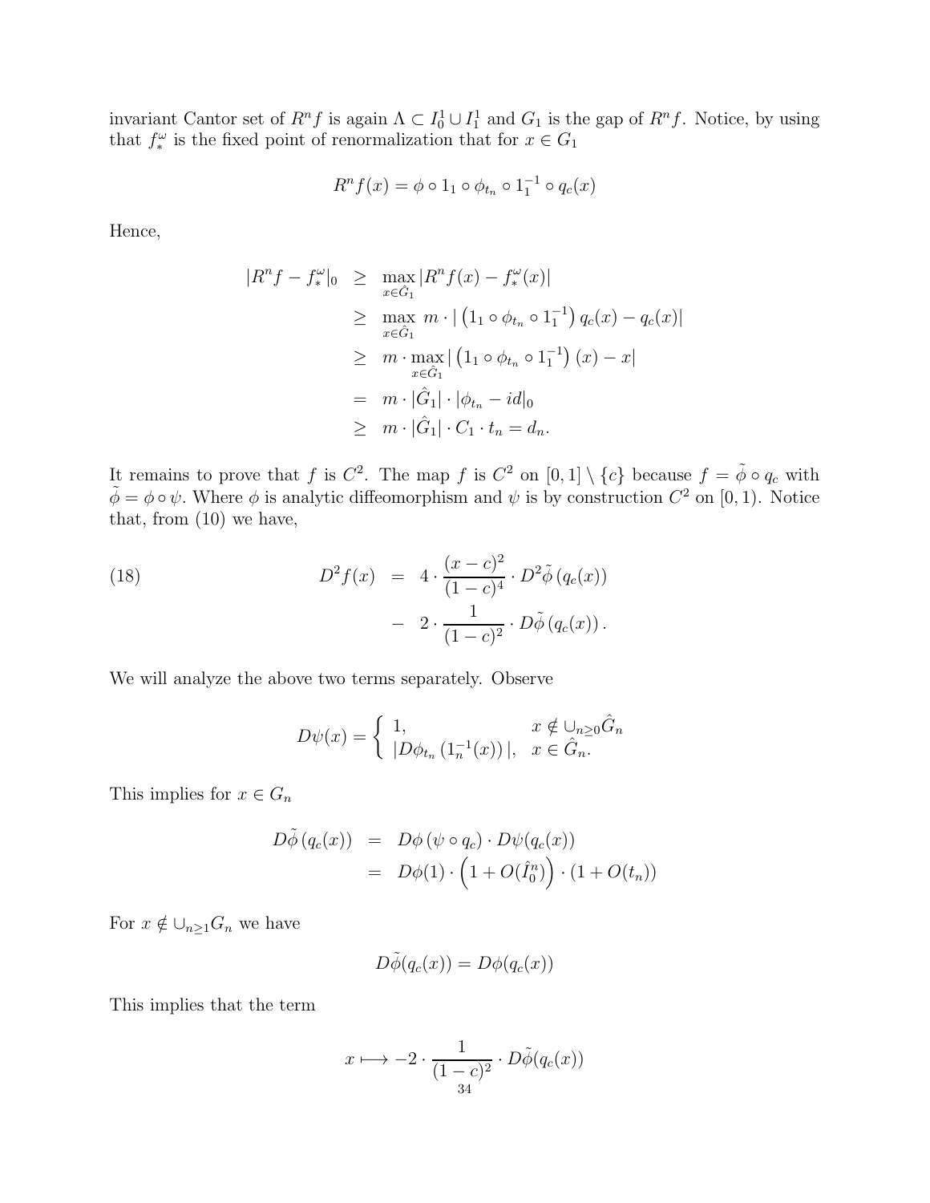invariant Cantor set of $R^n f$ is again $\Lambda \subset I_0^1 \cup I_1^1$ and $G_1$ is the gap of $R^n f$. Notice, by using that $f_*^\omega$ is the fixed point of renormalization that for $x \in G_1$

$$R^n f(x) = \phi \circ 1_1 \circ \phi_{t_n} \circ 1_1^{-1} \circ q_c(x)$$

Hence,

$$\begin{aligned}
|R^n f - f_*^\omega|_0 &\geq \max_{x \in \hat{G}_1} |R^n f(x) - f_*^\omega(x)| \\
&\geq \max_{x \in \hat{G}_1} m \cdot \left| \left(1_1 \circ \phi_{t_n} \circ 1_1^{-1}\right) q_c(x) - q_c(x) \right| \\
&\geq m \cdot \max_{x \in \hat{G}_1} \left| \left(1_1 \circ \phi_{t_n} \circ 1_1^{-1}\right)(x) - x \right| \\
&= m \cdot |\hat{G}_1| \cdot |\phi_{t_n} - id|_0 \\
&\geq m \cdot |\hat{G}_1| \cdot C_1 \cdot t_n = d_n.
\end{aligned}$$

It remains to prove that $f$ is $C^2$. The map $f$ is $C^2$ on $[0,1] \setminus \{c\}$ because $f = \tilde{\phi} \circ q_c$ with $\tilde{\phi} = \phi \circ \psi$. Where $\phi$ is analytic diffeomorphism and $\psi$ is by construction $C^2$ on $[0,1)$. Notice that, from (10) we have,

$$\begin{aligned}
D^2 f(x) &= 4 \cdot \frac{(x-c)^2}{(1-c)^4} \cdot D^2 \tilde{\phi}\left(q_c(x)\right) \\
&\quad - 2 \cdot \frac{1}{(1-c)^2} \cdot D\tilde{\phi}\left(q_c(x)\right).
\end{aligned} \tag{18}$$

We will analyze the above two terms separately. Observe

$$D\psi(x) = \begin{cases} 1, & x \notin \cup_{n \geq 0} \hat{G}_n \\ |D\phi_{t_n}\left(1_n^{-1}(x)\right)|, & x \in \hat{G}_n. \end{cases}$$

This implies for $x \in G_n$

$$\begin{aligned}
D\tilde{\phi}\left(q_c(x)\right) &= D\phi\left(\psi \circ q_c\right) \cdot D\psi(q_c(x)) \\
&= D\phi(1) \cdot \left(1 + O(\hat{I}_0^n)\right) \cdot \left(1 + O(t_n)\right)
\end{aligned}$$

For $x \notin \cup_{n \geq 1} G_n$ we have

$$D\tilde{\phi}(q_c(x)) = D\phi(q_c(x))$$

This implies that the term

$$x \longmapsto -2 \cdot \frac{1}{(1-c)^2} \cdot D\tilde{\phi}(q_c(x))$$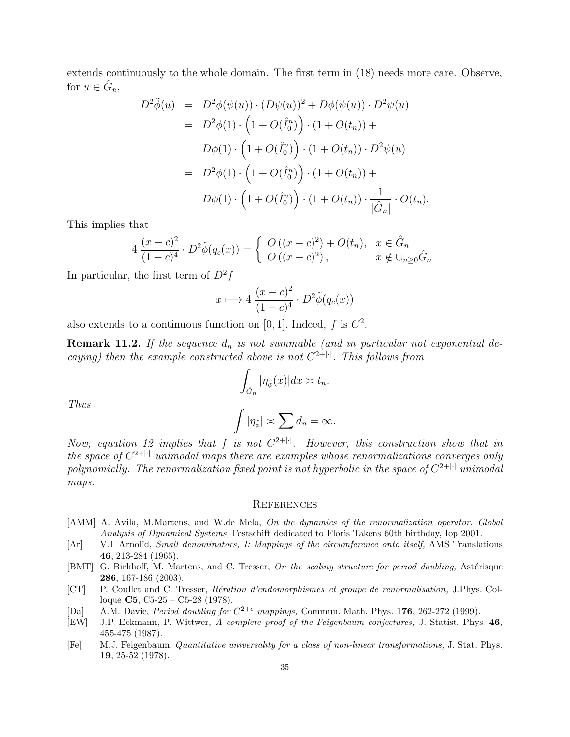extends continuously to the whole domain. The first term in (18) needs more care. Observe, for $u \in \hat{G}_n$,

$$
\begin{aligned}
D^2\tilde{\phi}(u) &= D^2\phi(\psi(u)) \cdot (D\psi(u))^2 + D\phi(\psi(u)) \cdot D^2\psi(u) \\
&= D^2\phi(1) \cdot \left(1 + O(\hat{I}_0^n)\right) \cdot (1 + O(t_n)) + \\
&\quad\; D\phi(1) \cdot \left(1 + O(\hat{I}_0^n)\right) \cdot (1 + O(t_n)) \cdot D^2\psi(u) \\
&= D^2\phi(1) \cdot \left(1 + O(\hat{I}_0^n)\right) \cdot (1 + O(t_n)) + \\
&\quad\; D\phi(1) \cdot \left(1 + O(\hat{I}_0^n)\right) \cdot (1 + O(t_n)) \cdot \frac{1}{|\hat{G}_n|} \cdot O(t_n).
\end{aligned}
$$

This implies that

$$
4\,\frac{(x-c)^2}{(1-c)^4} \cdot D^2\tilde{\phi}(q_c(x)) = \begin{cases} O\left((x-c)^2\right) + O(t_n), & x \in \hat{G}_n \\ O\left((x-c)^2\right), & x \notin \cup_{n \geq 0} \hat{G}_n \end{cases}
$$

In particular, the first term of $D^2 f$

$$
x \longmapsto 4\,\frac{(x-c)^2}{(1-c)^4} \cdot D^2\tilde{\phi}(q_c(x))
$$

also extends to a continuous function on $[0,1]$. Indeed, $f$ is $C^2$.

**Remark 11.2.** *If the sequence $d_n$ is not summable (and in particular not exponential decaying) then the example constructed above is not $C^{2+|\cdot|}$. This follows from*

$$
\int_{\hat{G}_n} |\eta_{\tilde{\phi}}(x)| dx \asymp t_n.
$$

*Thus*

$$
\int |\eta_{\tilde{\phi}}| \asymp \sum d_n = \infty.
$$

*Now, equation 12 implies that $f$ is not $C^{2+|\cdot|}$. However, this construction show that in the space of $C^{2+|\cdot|}$ unimodal maps there are examples whose renormalizations converges only polynomially. The renormalization fixed point is not hyperbolic in the space of $C^{2+|\cdot|}$ unimodal maps.*

## References

[AMM] A. Avila, M.Martens, and W.de Melo, *On the dynamics of the renormalization operator. Global Analysis of Dynamical Systems,* Festschift dedicated to Floris Takens 60th birthday, Iop 2001.

[Ar] V.I. Arnol'd, *Small denominators, I: Mappings of the circumference onto itself,* AMS Translations **46**, 213-284 (1965).

[BMT] G. Birkhoff, M. Martens, and C. Tresser, *On the scaling structure for period doubling,* Astérisque **286**, 167-186 (2003).

[CT] P. Coullet and C. Tresser, *Itération d'endomorphismes et groupe de renormalisation,* J.Phys. Colloque **C5**, C5-25 – C5-28 (1978).

[Da] A.M. Davie, *Period doubling for $C^{2+\epsilon}$ mappings,* Commun. Math. Phys. **176**, 262-272 (1999).

[EW] J.P. Eckmann, P. Wittwer, *A complete proof of the Feigenbaum conjectures,* J. Statist. Phys. **46**, 455-475 (1987).

[Fe] M.J. Feigenbaum. *Quantitative universality for a class of non-linear transformations,* J. Stat. Phys. **19**, 25-52 (1978).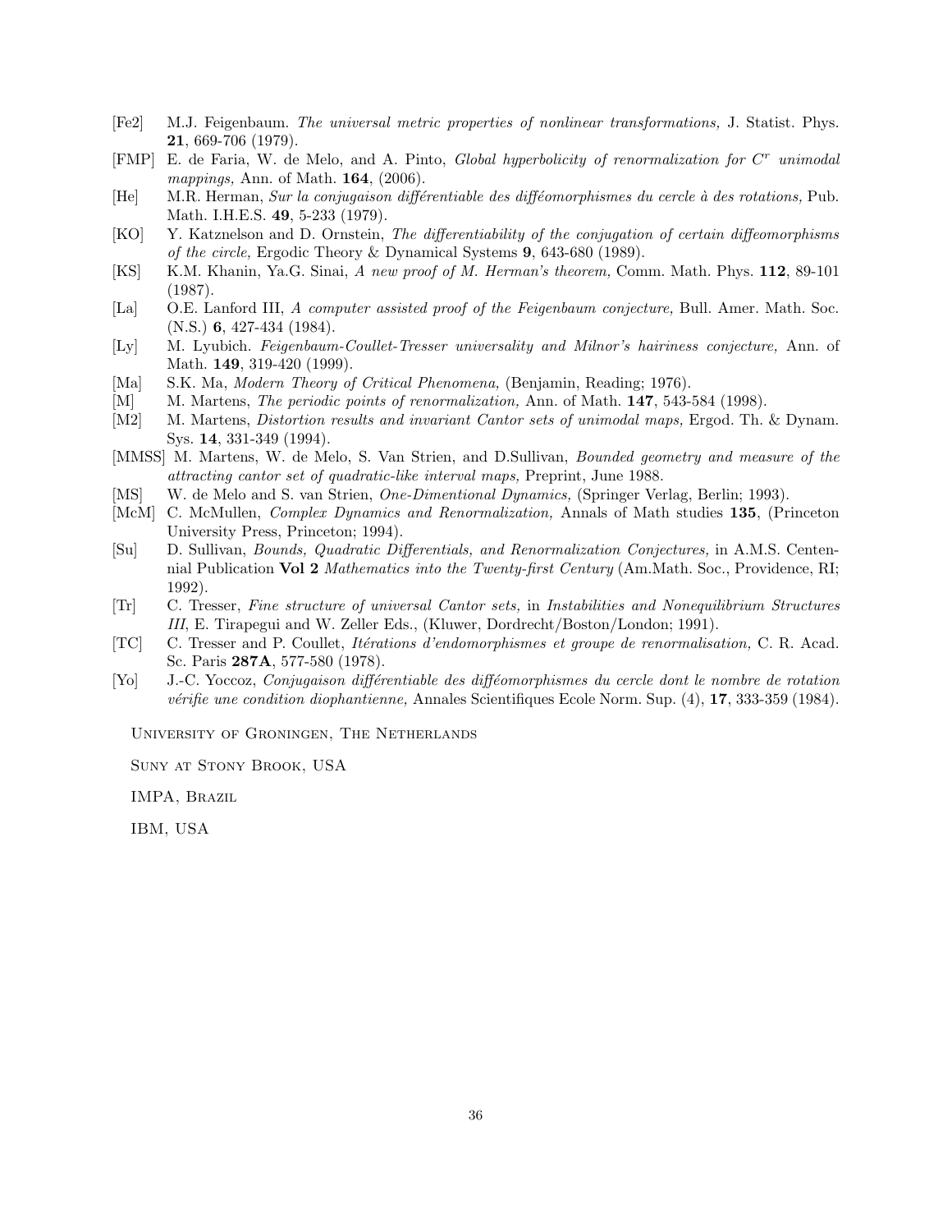[Fe2] M.J. Feigenbaum. *The universal metric properties of nonlinear transformations,* J. Statist. Phys. **21**, 669-706 (1979).

[FMP] E. de Faria, W. de Melo, and A. Pinto, *Global hyperbolicity of renormalization for $C^r$ unimodal mappings,* Ann. of Math. **164**, (2006).

[He] M.R. Herman, *Sur la conjugaison différentiable des difféomorphismes du cercle à des rotations,* Pub. Math. I.H.E.S. **49**, 5-233 (1979).

[KO] Y. Katznelson and D. Ornstein, *The differentiability of the conjugation of certain diffeomorphisms of the circle,* Ergodic Theory & Dynamical Systems **9**, 643-680 (1989).

[KS] K.M. Khanin, Ya.G. Sinai, *A new proof of M. Herman's theorem,* Comm. Math. Phys. **112**, 89-101 (1987).

[La] O.E. Lanford III, *A computer assisted proof of the Feigenbaum conjecture,* Bull. Amer. Math. Soc. (N.S.) **6**, 427-434 (1984).

[Ly] M. Lyubich. *Feigenbaum-Coullet-Tresser universality and Milnor's hairiness conjecture,* Ann. of Math. **149**, 319-420 (1999).

[Ma] S.K. Ma, *Modern Theory of Critical Phenomena,* (Benjamin, Reading; 1976).

[M] M. Martens, *The periodic points of renormalization,* Ann. of Math. **147**, 543-584 (1998).

[M2] M. Martens, *Distortion results and invariant Cantor sets of unimodal maps,* Ergod. Th. & Dynam. Sys. **14**, 331-349 (1994).

[MMSS] M. Martens, W. de Melo, S. Van Strien, and D.Sullivan, *Bounded geometry and measure of the attracting cantor set of quadratic-like interval maps,* Preprint, June 1988.

[MS] W. de Melo and S. van Strien, *One-Dimentional Dynamics,* (Springer Verlag, Berlin; 1993).

[McM] C. McMullen, *Complex Dynamics and Renormalization,* Annals of Math studies **135**, (Princeton University Press, Princeton; 1994).

[Su] D. Sullivan, *Bounds, Quadratic Differentials, and Renormalization Conjectures,* in A.M.S. Centennial Publication **Vol 2** *Mathematics into the Twenty-first Century* (Am.Math. Soc., Providence, RI; 1992).

[Tr] C. Tresser, *Fine structure of universal Cantor sets,* in *Instabilities and Nonequilibrium Structures III*, E. Tirapegui and W. Zeller Eds., (Kluwer, Dordrecht/Boston/London; 1991).

[TC] C. Tresser and P. Coullet, *Itérations d'endomorphismes et groupe de renormalisation,* C. R. Acad. Sc. Paris **287A**, 577-580 (1978).

[Yo] J.-C. Yoccoz, *Conjugaison différentiable des difféomorphismes du cercle dont le nombre de rotation vérifie une condition diophantienne,* Annales Scientifiques Ecole Norm. Sup. (4), **17**, 333-359 (1984).

University of Groningen, The Netherlands

Suny at Stony Brook, USA

IMPA, Brazil

IBM, USA